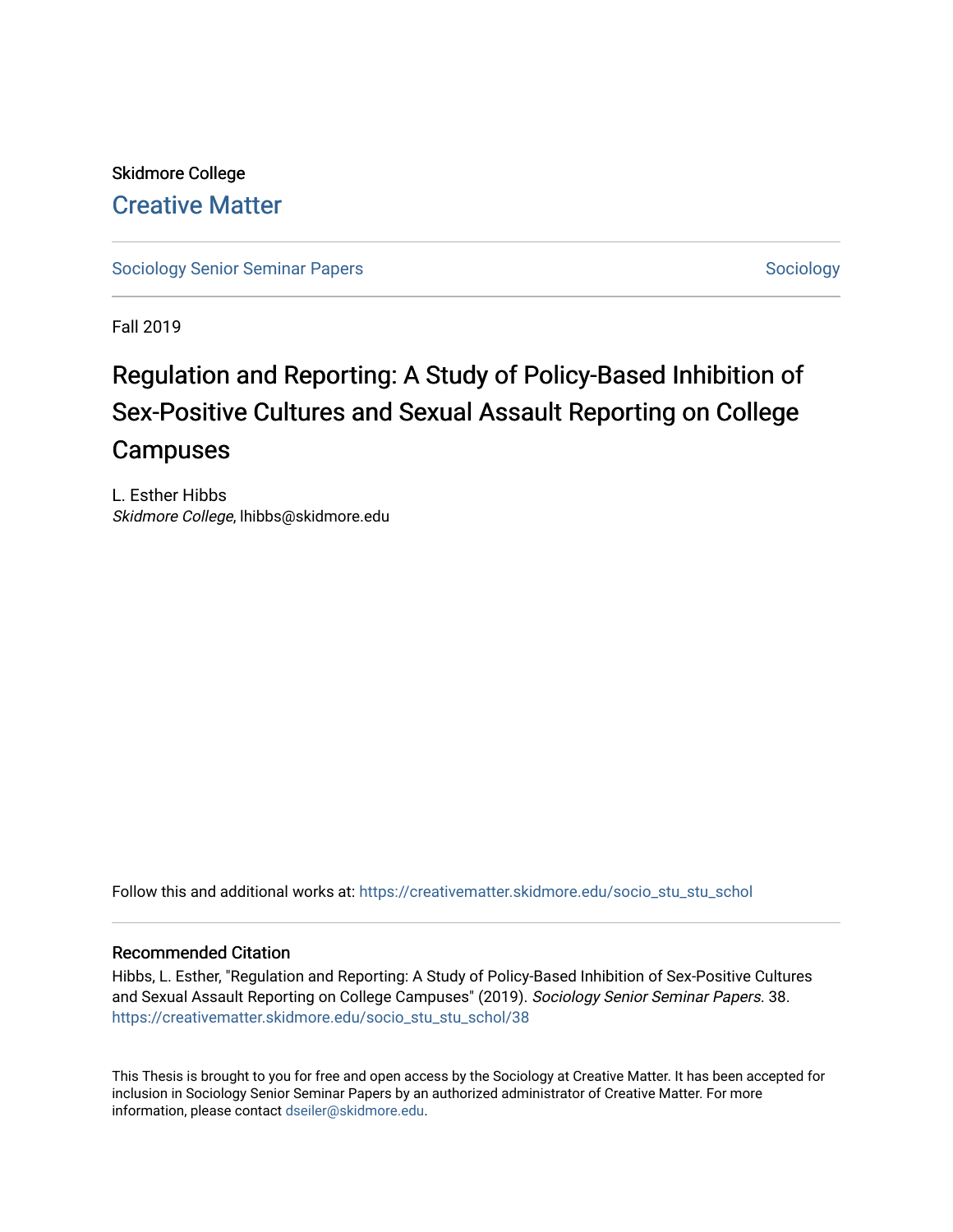Skidmore College

# Creative Matter

Sociology Senior Seminar Papers | Sociology

Fall 2019

## Regulation and Reporting: A Study of Policy-Based Inhibition of Sex-Positive Cultures and Sexual Assault Reporting on College Campuses

L. Esther Hibbs
*Skidmore College*, lhibbs@skidmore.edu

Follow this and additional works at: https://creativematter.skidmore.edu/socio_stu_stu_schol

### Recommended Citation

Hibbs, L. Esther, "Regulation and Reporting: A Study of Policy-Based Inhibition of Sex-Positive Cultures and Sexual Assault Reporting on College Campuses" (2019). *Sociology Senior Seminar Papers*. 38.
https://creativematter.skidmore.edu/socio_stu_stu_schol/38

This Thesis is brought to you for free and open access by the Sociology at Creative Matter. It has been accepted for inclusion in Sociology Senior Seminar Papers by an authorized administrator of Creative Matter. For more information, please contact dseiler@skidmore.edu.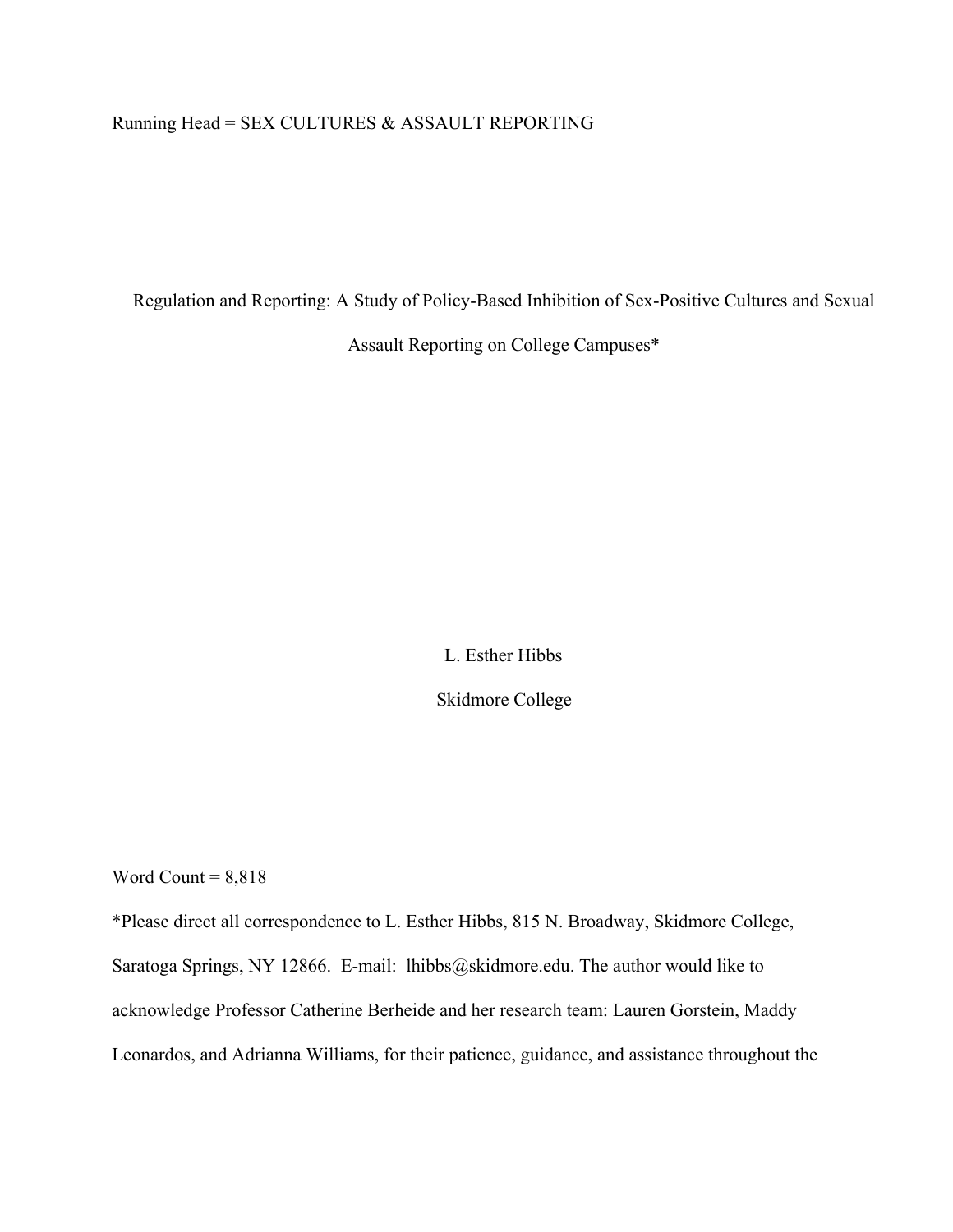Running Head = SEX CULTURES & ASSAULT REPORTING

Regulation and Reporting: A Study of Policy-Based Inhibition of Sex-Positive Cultures and Sexual Assault Reporting on College Campuses*

L. Esther Hibbs

Skidmore College

Word Count = 8,818

*Please direct all correspondence to L. Esther Hibbs, 815 N. Broadway, Skidmore College, Saratoga Springs, NY 12866. E-mail: lhibbs@skidmore.edu. The author would like to acknowledge Professor Catherine Berheide and her research team: Lauren Gorstein, Maddy Leonardos, and Adrianna Williams, for their patience, guidance, and assistance throughout the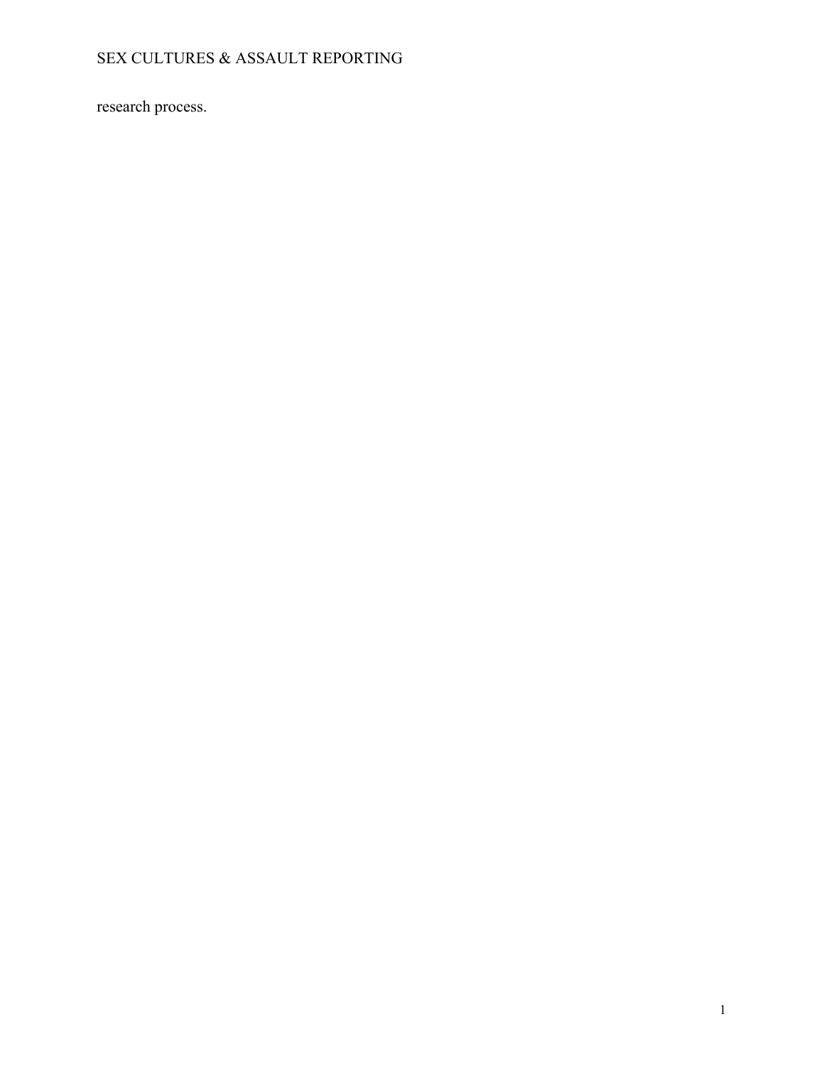research process.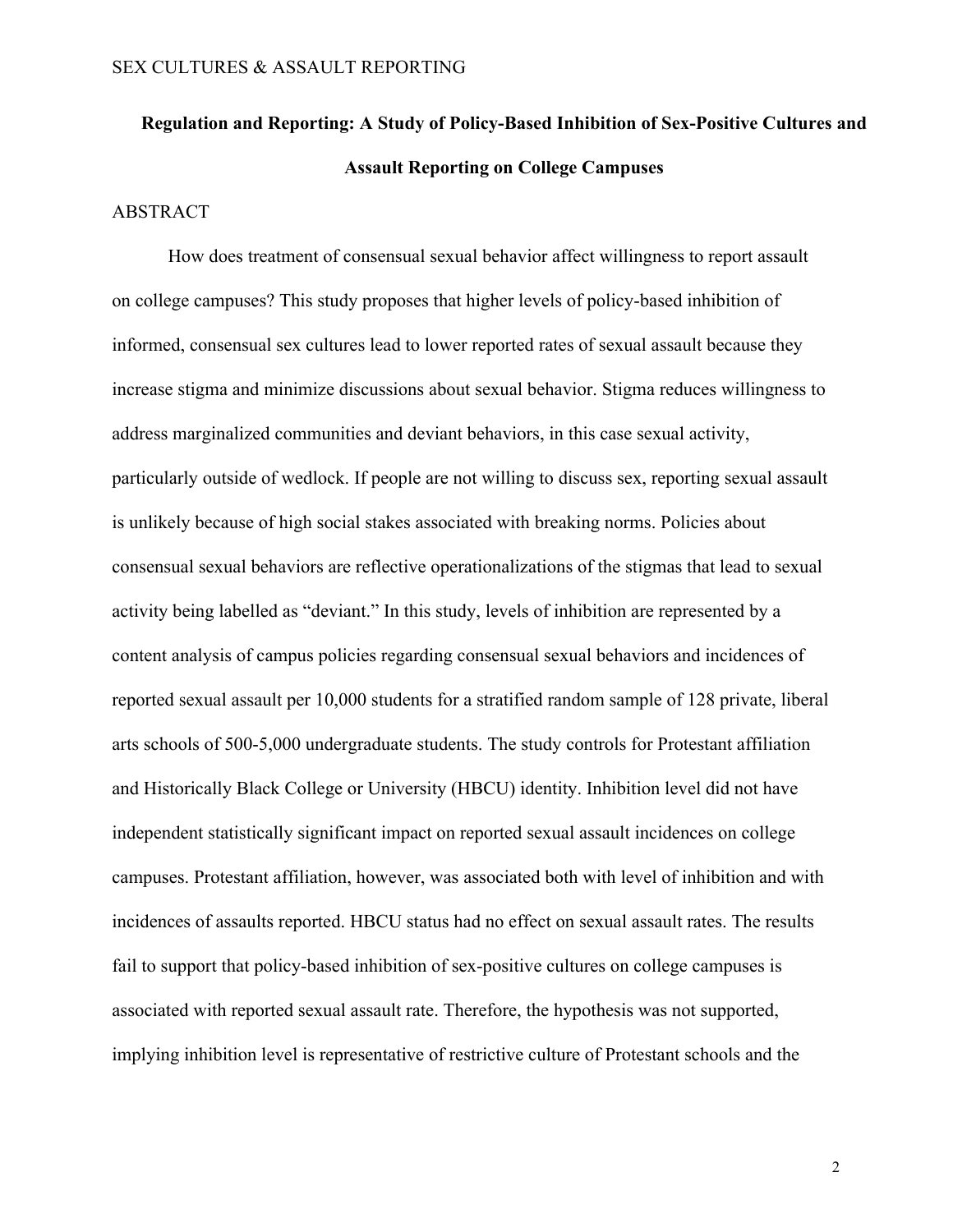**Regulation and Reporting: A Study of Policy-Based Inhibition of Sex-Positive Cultures and Assault Reporting on College Campuses**

ABSTRACT

How does treatment of consensual sexual behavior affect willingness to report assault on college campuses? This study proposes that higher levels of policy-based inhibition of informed, consensual sex cultures lead to lower reported rates of sexual assault because they increase stigma and minimize discussions about sexual behavior. Stigma reduces willingness to address marginalized communities and deviant behaviors, in this case sexual activity, particularly outside of wedlock. If people are not willing to discuss sex, reporting sexual assault is unlikely because of high social stakes associated with breaking norms. Policies about consensual sexual behaviors are reflective operationalizations of the stigmas that lead to sexual activity being labelled as "deviant." In this study, levels of inhibition are represented by a content analysis of campus policies regarding consensual sexual behaviors and incidences of reported sexual assault per 10,000 students for a stratified random sample of 128 private, liberal arts schools of 500-5,000 undergraduate students. The study controls for Protestant affiliation and Historically Black College or University (HBCU) identity. Inhibition level did not have independent statistically significant impact on reported sexual assault incidences on college campuses. Protestant affiliation, however, was associated both with level of inhibition and with incidences of assaults reported. HBCU status had no effect on sexual assault rates. The results fail to support that policy-based inhibition of sex-positive cultures on college campuses is associated with reported sexual assault rate. Therefore, the hypothesis was not supported, implying inhibition level is representative of restrictive culture of Protestant schools and the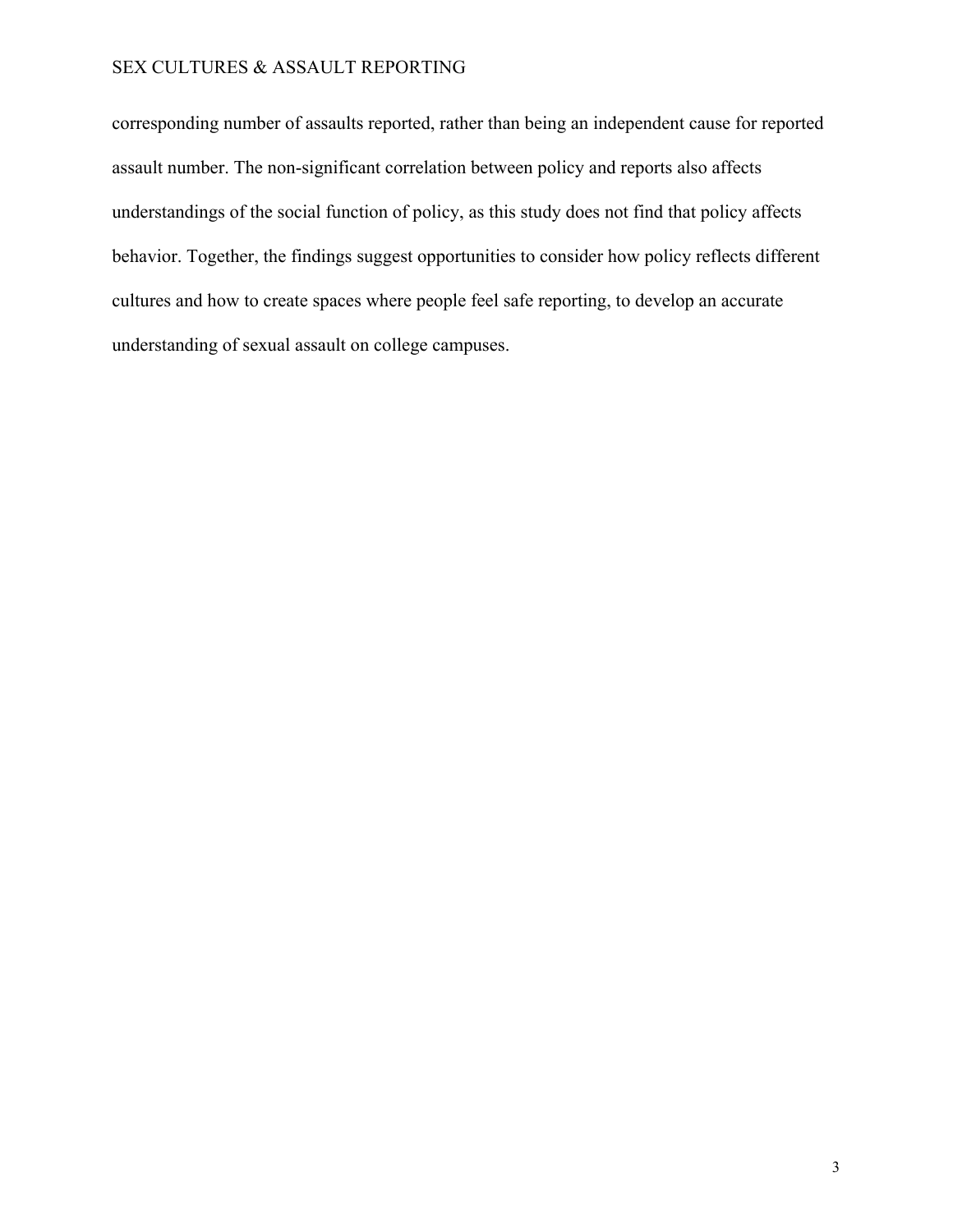corresponding number of assaults reported, rather than being an independent cause for reported assault number. The non-significant correlation between policy and reports also affects understandings of the social function of policy, as this study does not find that policy affects behavior. Together, the findings suggest opportunities to consider how policy reflects different cultures and how to create spaces where people feel safe reporting, to develop an accurate understanding of sexual assault on college campuses.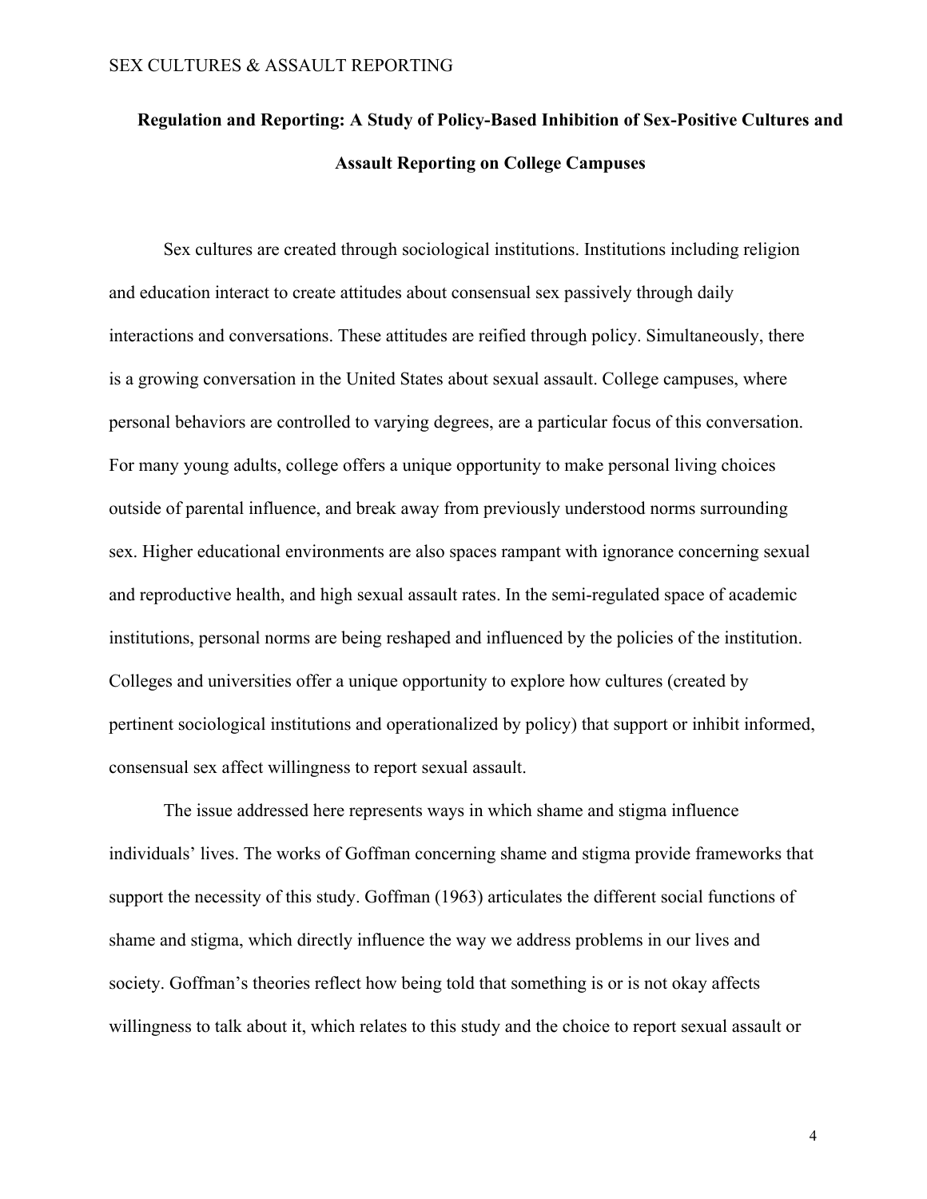**Regulation and Reporting: A Study of Policy-Based Inhibition of Sex-Positive Cultures and Assault Reporting on College Campuses**

Sex cultures are created through sociological institutions. Institutions including religion and education interact to create attitudes about consensual sex passively through daily interactions and conversations. These attitudes are reified through policy. Simultaneously, there is a growing conversation in the United States about sexual assault. College campuses, where personal behaviors are controlled to varying degrees, are a particular focus of this conversation. For many young adults, college offers a unique opportunity to make personal living choices outside of parental influence, and break away from previously understood norms surrounding sex. Higher educational environments are also spaces rampant with ignorance concerning sexual and reproductive health, and high sexual assault rates. In the semi-regulated space of academic institutions, personal norms are being reshaped and influenced by the policies of the institution. Colleges and universities offer a unique opportunity to explore how cultures (created by pertinent sociological institutions and operationalized by policy) that support or inhibit informed, consensual sex affect willingness to report sexual assault.

The issue addressed here represents ways in which shame and stigma influence individuals' lives. The works of Goffman concerning shame and stigma provide frameworks that support the necessity of this study. Goffman (1963) articulates the different social functions of shame and stigma, which directly influence the way we address problems in our lives and society. Goffman's theories reflect how being told that something is or is not okay affects willingness to talk about it, which relates to this study and the choice to report sexual assault or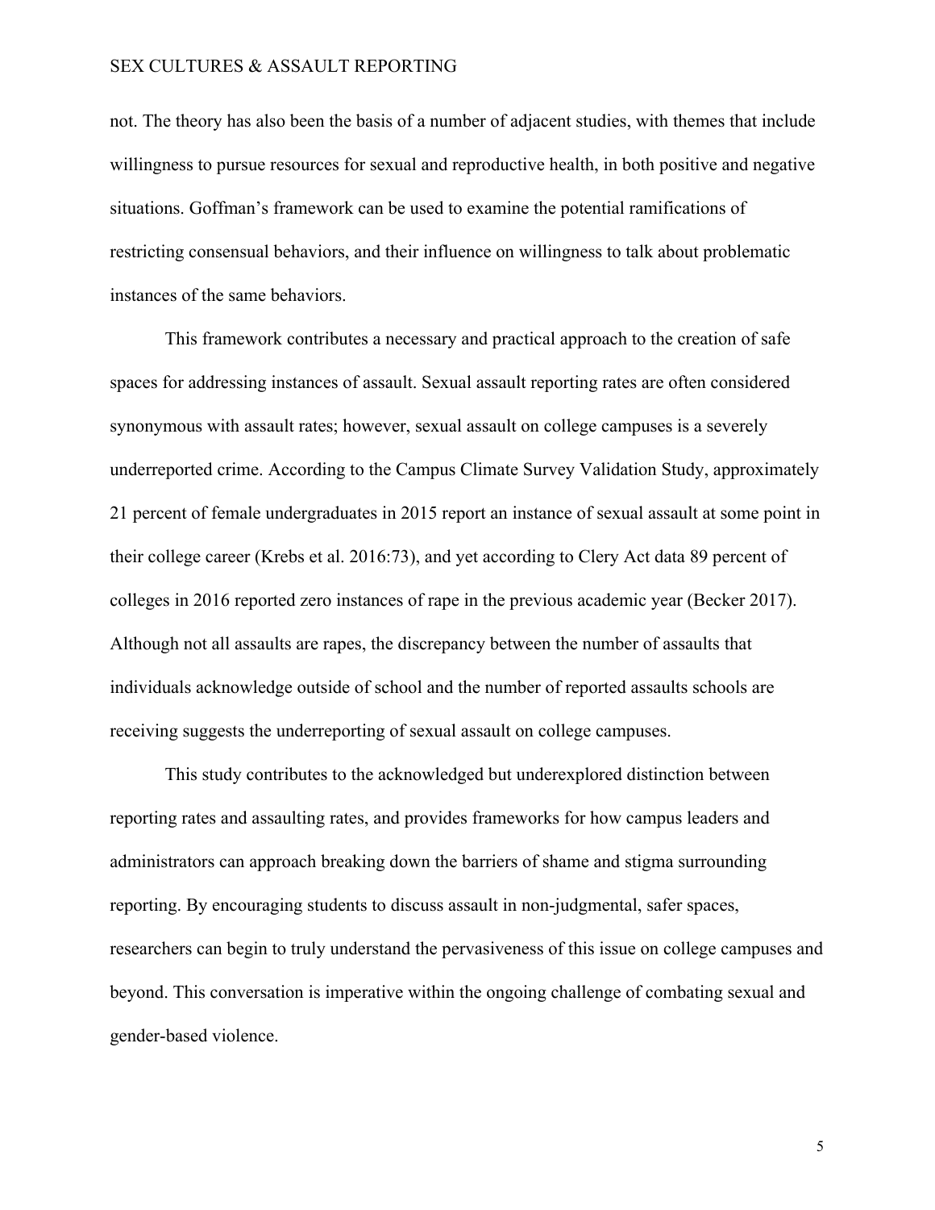not. The theory has also been the basis of a number of adjacent studies, with themes that include willingness to pursue resources for sexual and reproductive health, in both positive and negative situations. Goffman's framework can be used to examine the potential ramifications of restricting consensual behaviors, and their influence on willingness to talk about problematic instances of the same behaviors.

This framework contributes a necessary and practical approach to the creation of safe spaces for addressing instances of assault. Sexual assault reporting rates are often considered synonymous with assault rates; however, sexual assault on college campuses is a severely underreported crime. According to the Campus Climate Survey Validation Study, approximately 21 percent of female undergraduates in 2015 report an instance of sexual assault at some point in their college career (Krebs et al. 2016:73), and yet according to Clery Act data 89 percent of colleges in 2016 reported zero instances of rape in the previous academic year (Becker 2017). Although not all assaults are rapes, the discrepancy between the number of assaults that individuals acknowledge outside of school and the number of reported assaults schools are receiving suggests the underreporting of sexual assault on college campuses.

This study contributes to the acknowledged but underexplored distinction between reporting rates and assaulting rates, and provides frameworks for how campus leaders and administrators can approach breaking down the barriers of shame and stigma surrounding reporting. By encouraging students to discuss assault in non-judgmental, safer spaces, researchers can begin to truly understand the pervasiveness of this issue on college campuses and beyond. This conversation is imperative within the ongoing challenge of combating sexual and gender-based violence.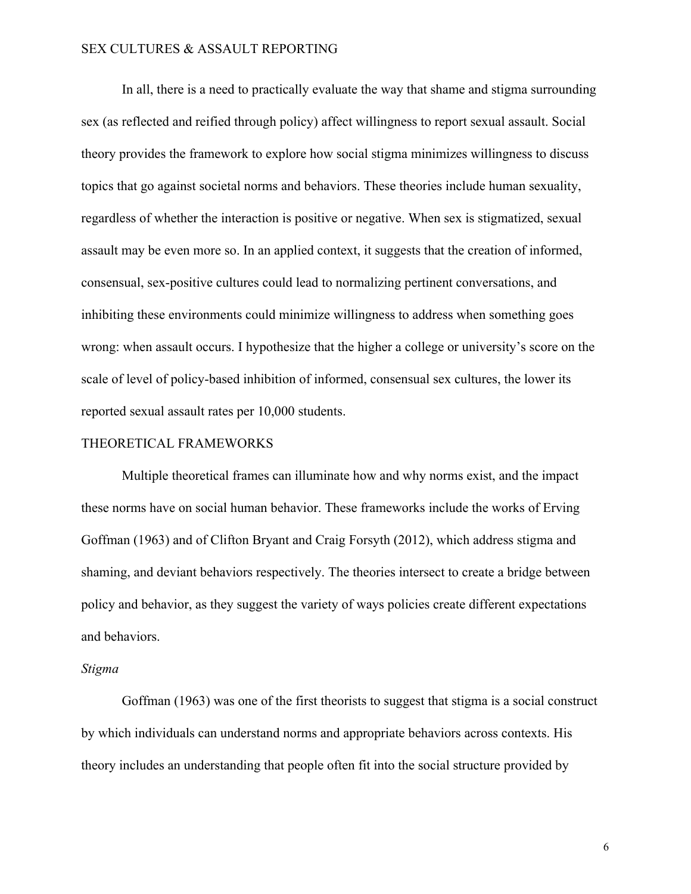In all, there is a need to practically evaluate the way that shame and stigma surrounding sex (as reflected and reified through policy) affect willingness to report sexual assault. Social theory provides the framework to explore how social stigma minimizes willingness to discuss topics that go against societal norms and behaviors. These theories include human sexuality, regardless of whether the interaction is positive or negative. When sex is stigmatized, sexual assault may be even more so. In an applied context, it suggests that the creation of informed, consensual, sex-positive cultures could lead to normalizing pertinent conversations, and inhibiting these environments could minimize willingness to address when something goes wrong: when assault occurs. I hypothesize that the higher a college or university's score on the scale of level of policy-based inhibition of informed, consensual sex cultures, the lower its reported sexual assault rates per 10,000 students.

## THEORETICAL FRAMEWORKS

Multiple theoretical frames can illuminate how and why norms exist, and the impact these norms have on social human behavior. These frameworks include the works of Erving Goffman (1963) and of Clifton Bryant and Craig Forsyth (2012), which address stigma and shaming, and deviant behaviors respectively. The theories intersect to create a bridge between policy and behavior, as they suggest the variety of ways policies create different expectations and behaviors.

### *Stigma*

Goffman (1963) was one of the first theorists to suggest that stigma is a social construct by which individuals can understand norms and appropriate behaviors across contexts. His theory includes an understanding that people often fit into the social structure provided by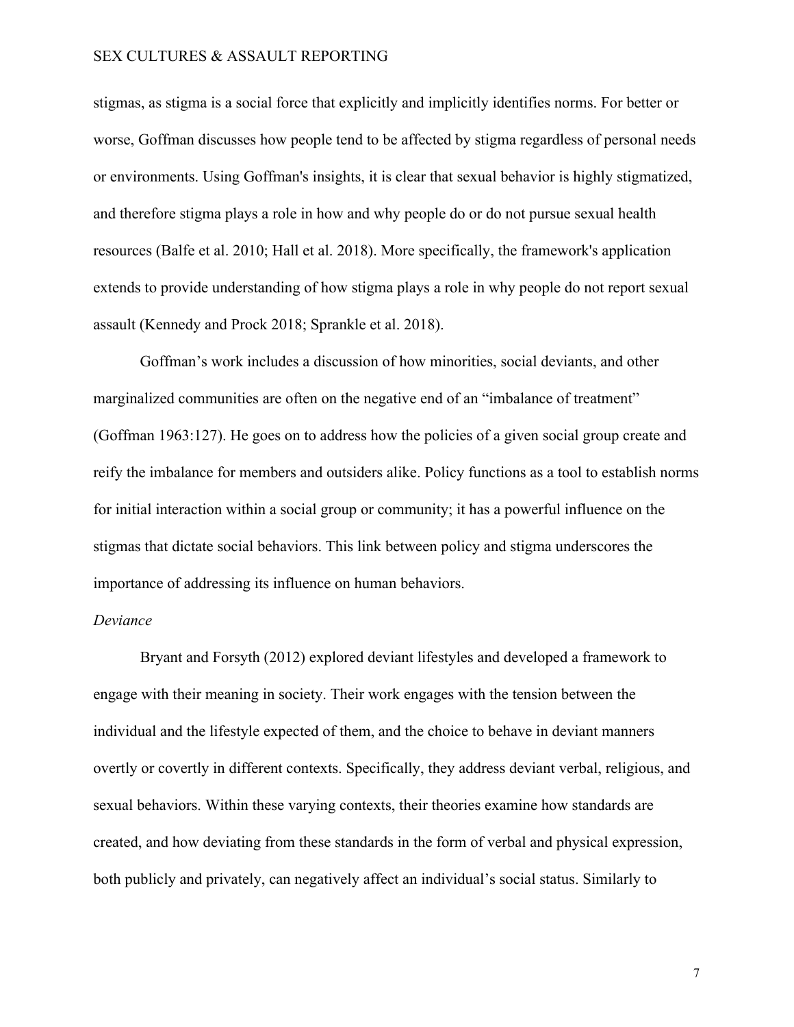stigmas, as stigma is a social force that explicitly and implicitly identifies norms. For better or worse, Goffman discusses how people tend to be affected by stigma regardless of personal needs or environments. Using Goffman's insights, it is clear that sexual behavior is highly stigmatized, and therefore stigma plays a role in how and why people do or do not pursue sexual health resources (Balfe et al. 2010; Hall et al. 2018). More specifically, the framework's application extends to provide understanding of how stigma plays a role in why people do not report sexual assault (Kennedy and Prock 2018; Sprankle et al. 2018).

Goffman's work includes a discussion of how minorities, social deviants, and other marginalized communities are often on the negative end of an "imbalance of treatment" (Goffman 1963:127). He goes on to address how the policies of a given social group create and reify the imbalance for members and outsiders alike. Policy functions as a tool to establish norms for initial interaction within a social group or community; it has a powerful influence on the stigmas that dictate social behaviors. This link between policy and stigma underscores the importance of addressing its influence on human behaviors.

*Deviance*

Bryant and Forsyth (2012) explored deviant lifestyles and developed a framework to engage with their meaning in society. Their work engages with the tension between the individual and the lifestyle expected of them, and the choice to behave in deviant manners overtly or covertly in different contexts. Specifically, they address deviant verbal, religious, and sexual behaviors. Within these varying contexts, their theories examine how standards are created, and how deviating from these standards in the form of verbal and physical expression, both publicly and privately, can negatively affect an individual's social status. Similarly to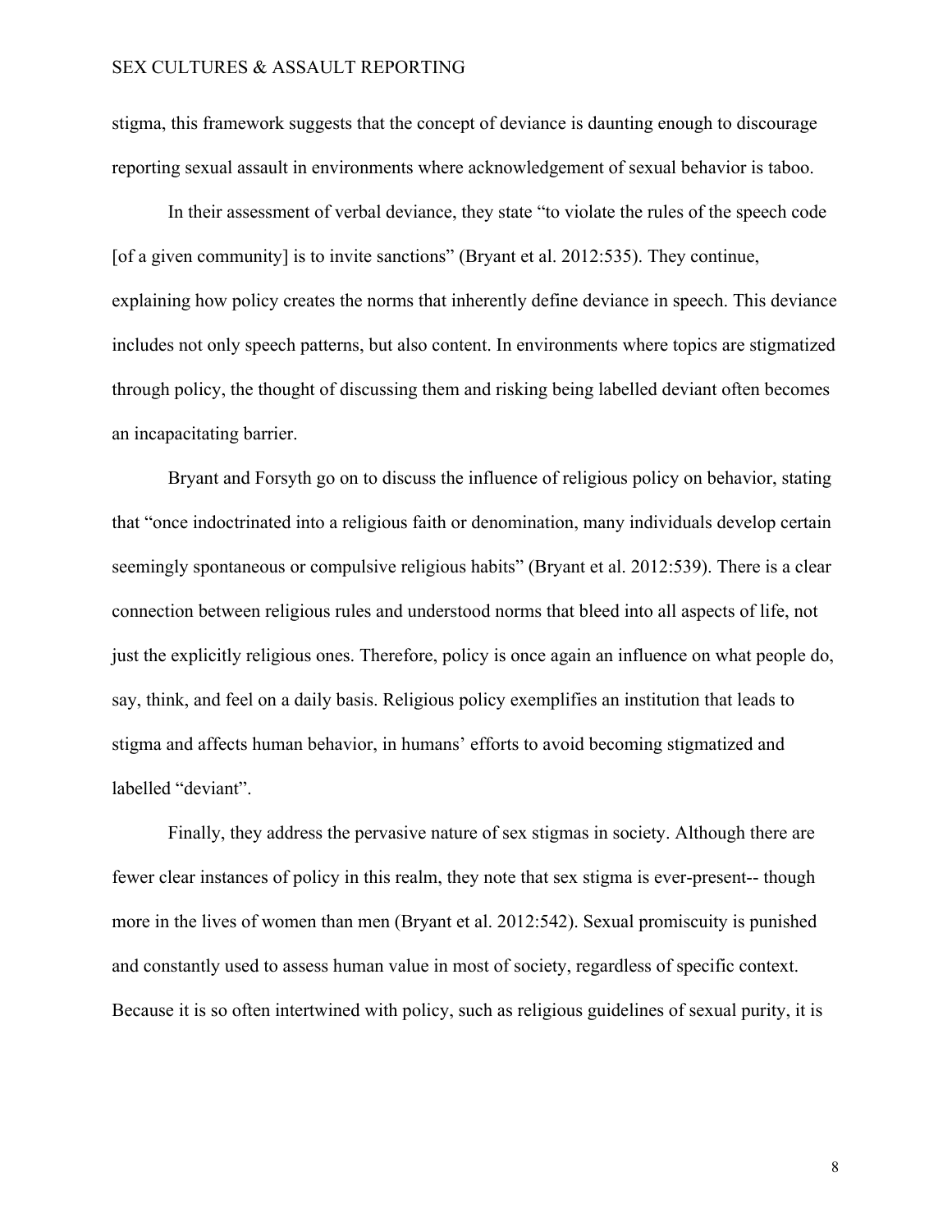stigma, this framework suggests that the concept of deviance is daunting enough to discourage reporting sexual assault in environments where acknowledgement of sexual behavior is taboo.

In their assessment of verbal deviance, they state "to violate the rules of the speech code [of a given community] is to invite sanctions" (Bryant et al. 2012:535). They continue, explaining how policy creates the norms that inherently define deviance in speech. This deviance includes not only speech patterns, but also content. In environments where topics are stigmatized through policy, the thought of discussing them and risking being labelled deviant often becomes an incapacitating barrier.

Bryant and Forsyth go on to discuss the influence of religious policy on behavior, stating that "once indoctrinated into a religious faith or denomination, many individuals develop certain seemingly spontaneous or compulsive religious habits" (Bryant et al. 2012:539). There is a clear connection between religious rules and understood norms that bleed into all aspects of life, not just the explicitly religious ones. Therefore, policy is once again an influence on what people do, say, think, and feel on a daily basis. Religious policy exemplifies an institution that leads to stigma and affects human behavior, in humans' efforts to avoid becoming stigmatized and labelled "deviant".

Finally, they address the pervasive nature of sex stigmas in society. Although there are fewer clear instances of policy in this realm, they note that sex stigma is ever-present-- though more in the lives of women than men (Bryant et al. 2012:542). Sexual promiscuity is punished and constantly used to assess human value in most of society, regardless of specific context. Because it is so often intertwined with policy, such as religious guidelines of sexual purity, it is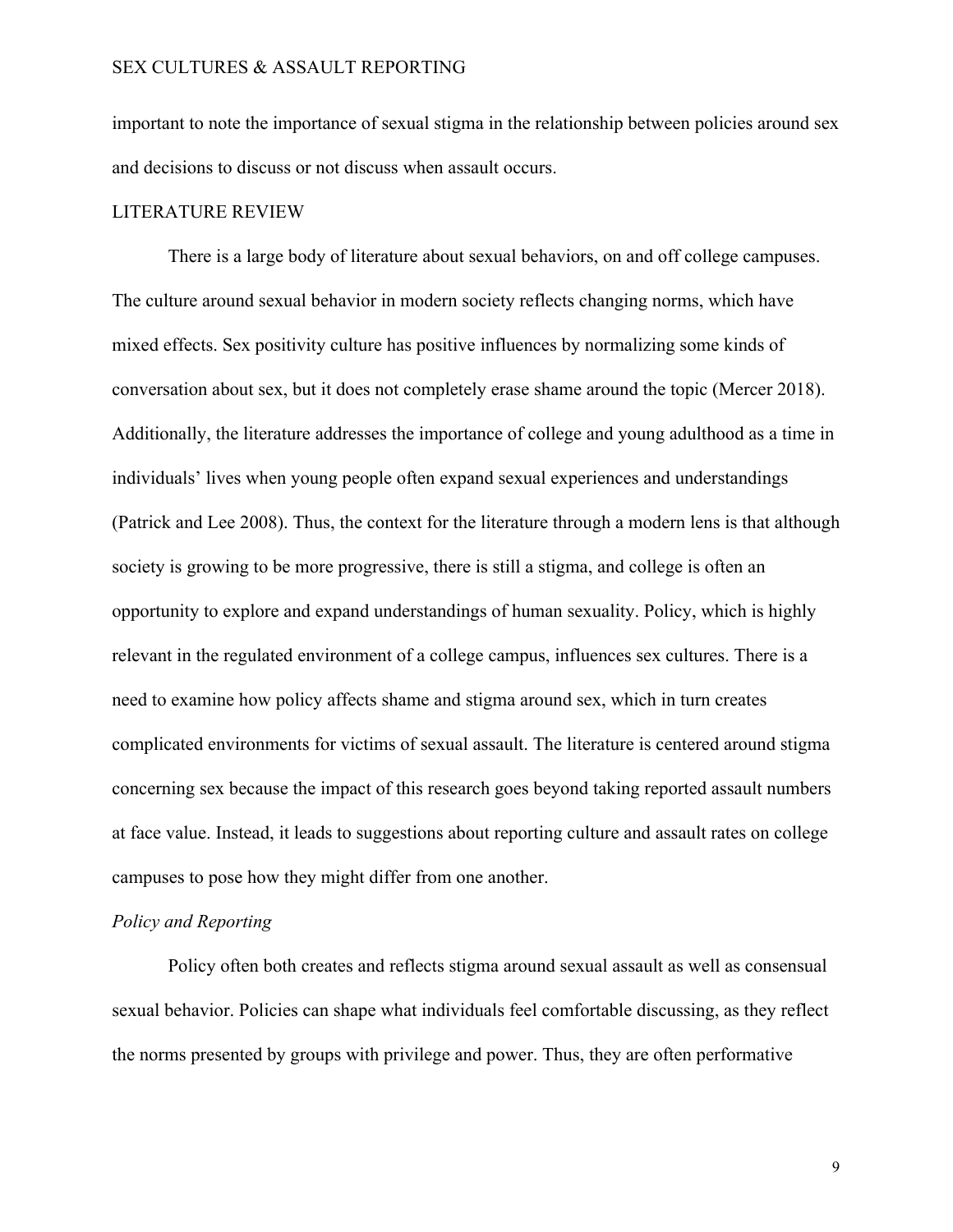important to note the importance of sexual stigma in the relationship between policies around sex and decisions to discuss or not discuss when assault occurs.

## LITERATURE REVIEW

There is a large body of literature about sexual behaviors, on and off college campuses. The culture around sexual behavior in modern society reflects changing norms, which have mixed effects. Sex positivity culture has positive influences by normalizing some kinds of conversation about sex, but it does not completely erase shame around the topic (Mercer 2018). Additionally, the literature addresses the importance of college and young adulthood as a time in individuals' lives when young people often expand sexual experiences and understandings (Patrick and Lee 2008). Thus, the context for the literature through a modern lens is that although society is growing to be more progressive, there is still a stigma, and college is often an opportunity to explore and expand understandings of human sexuality. Policy, which is highly relevant in the regulated environment of a college campus, influences sex cultures. There is a need to examine how policy affects shame and stigma around sex, which in turn creates complicated environments for victims of sexual assault. The literature is centered around stigma concerning sex because the impact of this research goes beyond taking reported assault numbers at face value. Instead, it leads to suggestions about reporting culture and assault rates on college campuses to pose how they might differ from one another.

### *Policy and Reporting*

Policy often both creates and reflects stigma around sexual assault as well as consensual sexual behavior. Policies can shape what individuals feel comfortable discussing, as they reflect the norms presented by groups with privilege and power. Thus, they are often performative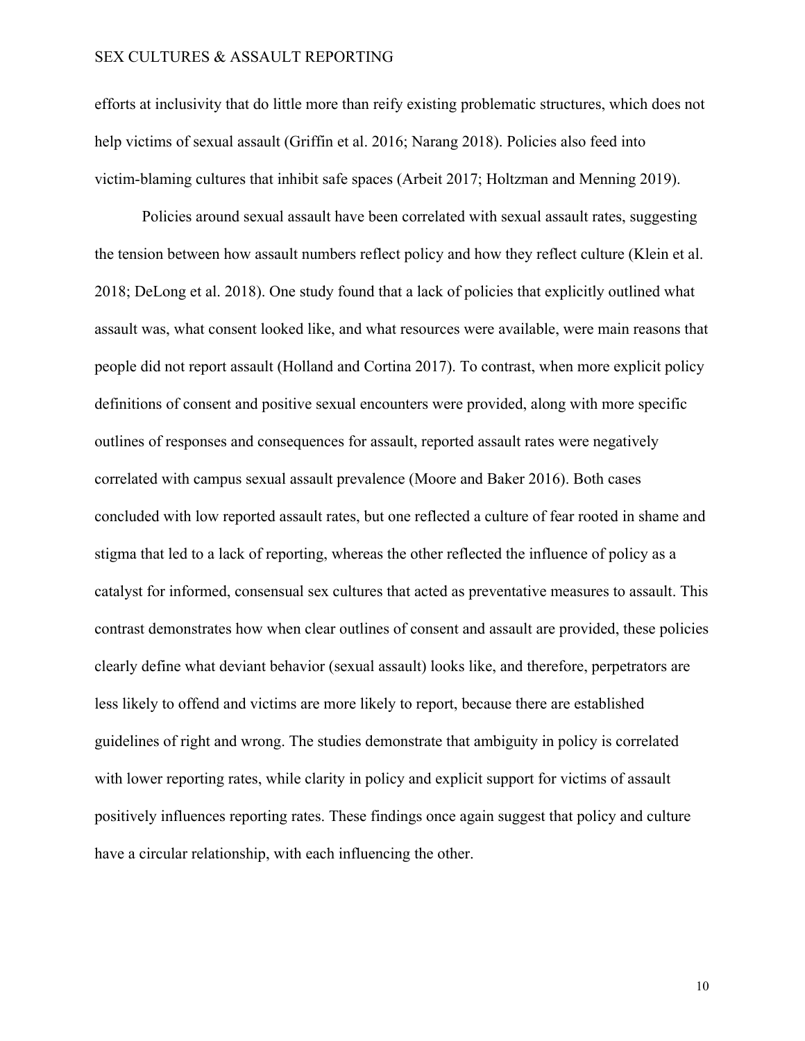efforts at inclusivity that do little more than reify existing problematic structures, which does not help victims of sexual assault (Griffin et al. 2016; Narang 2018). Policies also feed into victim-blaming cultures that inhibit safe spaces (Arbeit 2017; Holtzman and Menning 2019).

Policies around sexual assault have been correlated with sexual assault rates, suggesting the tension between how assault numbers reflect policy and how they reflect culture (Klein et al. 2018; DeLong et al. 2018). One study found that a lack of policies that explicitly outlined what assault was, what consent looked like, and what resources were available, were main reasons that people did not report assault (Holland and Cortina 2017). To contrast, when more explicit policy definitions of consent and positive sexual encounters were provided, along with more specific outlines of responses and consequences for assault, reported assault rates were negatively correlated with campus sexual assault prevalence (Moore and Baker 2016). Both cases concluded with low reported assault rates, but one reflected a culture of fear rooted in shame and stigma that led to a lack of reporting, whereas the other reflected the influence of policy as a catalyst for informed, consensual sex cultures that acted as preventative measures to assault. This contrast demonstrates how when clear outlines of consent and assault are provided, these policies clearly define what deviant behavior (sexual assault) looks like, and therefore, perpetrators are less likely to offend and victims are more likely to report, because there are established guidelines of right and wrong. The studies demonstrate that ambiguity in policy is correlated with lower reporting rates, while clarity in policy and explicit support for victims of assault positively influences reporting rates. These findings once again suggest that policy and culture have a circular relationship, with each influencing the other.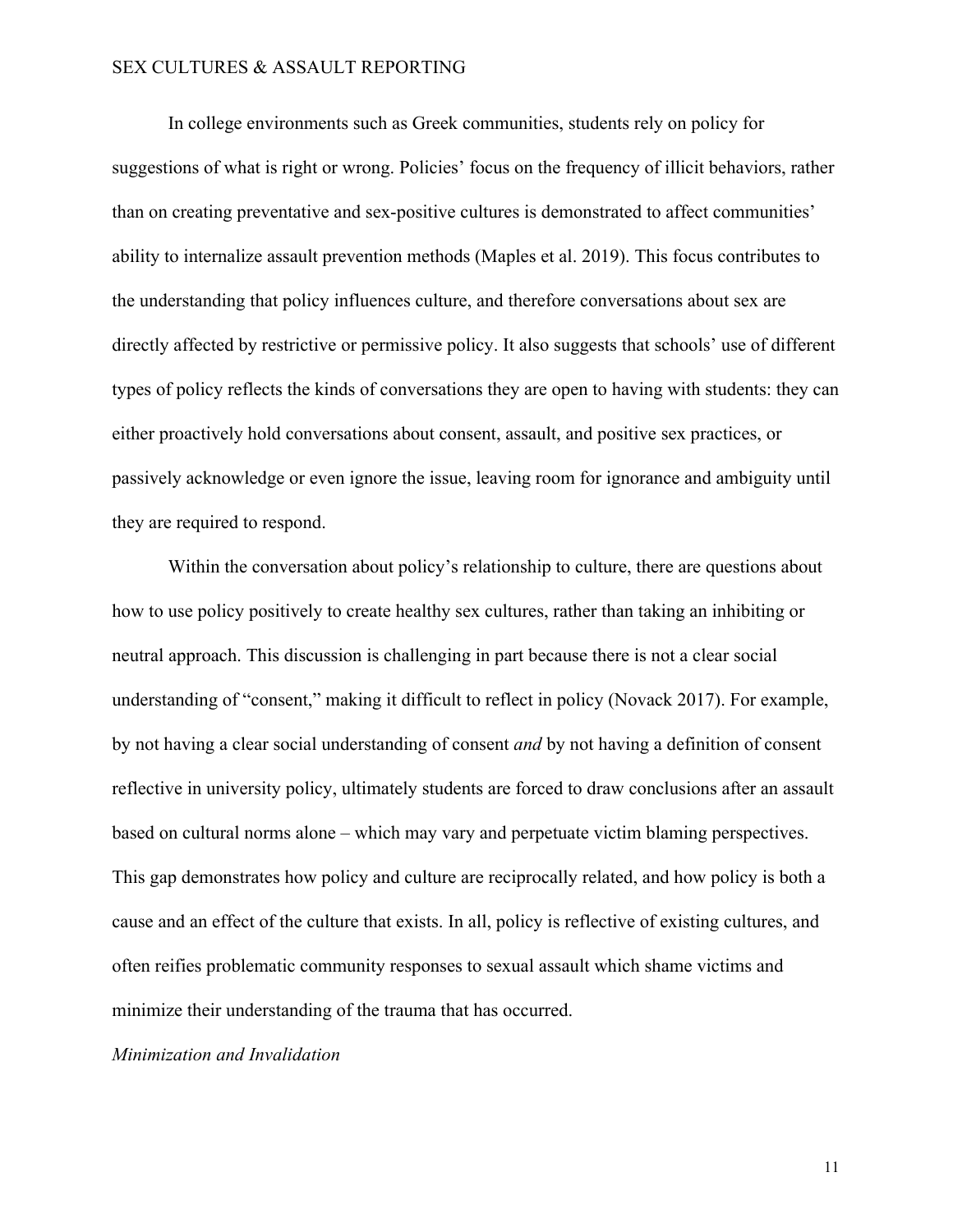In college environments such as Greek communities, students rely on policy for suggestions of what is right or wrong. Policies' focus on the frequency of illicit behaviors, rather than on creating preventative and sex-positive cultures is demonstrated to affect communities' ability to internalize assault prevention methods (Maples et al. 2019). This focus contributes to the understanding that policy influences culture, and therefore conversations about sex are directly affected by restrictive or permissive policy. It also suggests that schools' use of different types of policy reflects the kinds of conversations they are open to having with students: they can either proactively hold conversations about consent, assault, and positive sex practices, or passively acknowledge or even ignore the issue, leaving room for ignorance and ambiguity until they are required to respond.

Within the conversation about policy's relationship to culture, there are questions about how to use policy positively to create healthy sex cultures, rather than taking an inhibiting or neutral approach. This discussion is challenging in part because there is not a clear social understanding of "consent," making it difficult to reflect in policy (Novack 2017). For example, by not having a clear social understanding of consent *and* by not having a definition of consent reflective in university policy, ultimately students are forced to draw conclusions after an assault based on cultural norms alone – which may vary and perpetuate victim blaming perspectives. This gap demonstrates how policy and culture are reciprocally related, and how policy is both a cause and an effect of the culture that exists. In all, policy is reflective of existing cultures, and often reifies problematic community responses to sexual assault which shame victims and minimize their understanding of the trauma that has occurred.

*Minimization and Invalidation*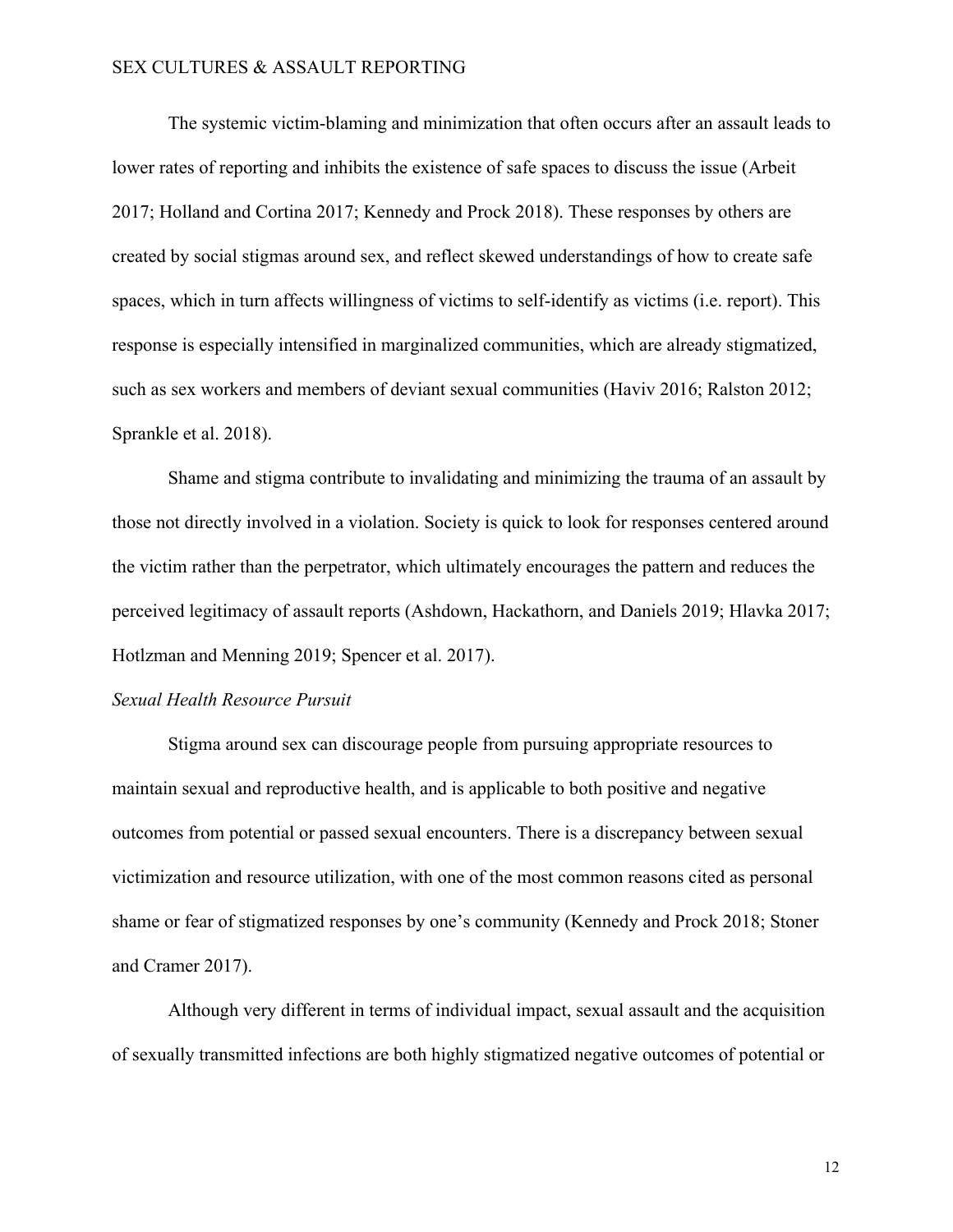The systemic victim-blaming and minimization that often occurs after an assault leads to lower rates of reporting and inhibits the existence of safe spaces to discuss the issue (Arbeit 2017; Holland and Cortina 2017; Kennedy and Prock 2018). These responses by others are created by social stigmas around sex, and reflect skewed understandings of how to create safe spaces, which in turn affects willingness of victims to self-identify as victims (i.e. report). This response is especially intensified in marginalized communities, which are already stigmatized, such as sex workers and members of deviant sexual communities (Haviv 2016; Ralston 2012; Sprankle et al. 2018).

Shame and stigma contribute to invalidating and minimizing the trauma of an assault by those not directly involved in a violation. Society is quick to look for responses centered around the victim rather than the perpetrator, which ultimately encourages the pattern and reduces the perceived legitimacy of assault reports (Ashdown, Hackathorn, and Daniels 2019; Hlavka 2017; Hotlzman and Menning 2019; Spencer et al. 2017).

*Sexual Health Resource Pursuit*

Stigma around sex can discourage people from pursuing appropriate resources to maintain sexual and reproductive health, and is applicable to both positive and negative outcomes from potential or passed sexual encounters. There is a discrepancy between sexual victimization and resource utilization, with one of the most common reasons cited as personal shame or fear of stigmatized responses by one's community (Kennedy and Prock 2018; Stoner and Cramer 2017).

Although very different in terms of individual impact, sexual assault and the acquisition of sexually transmitted infections are both highly stigmatized negative outcomes of potential or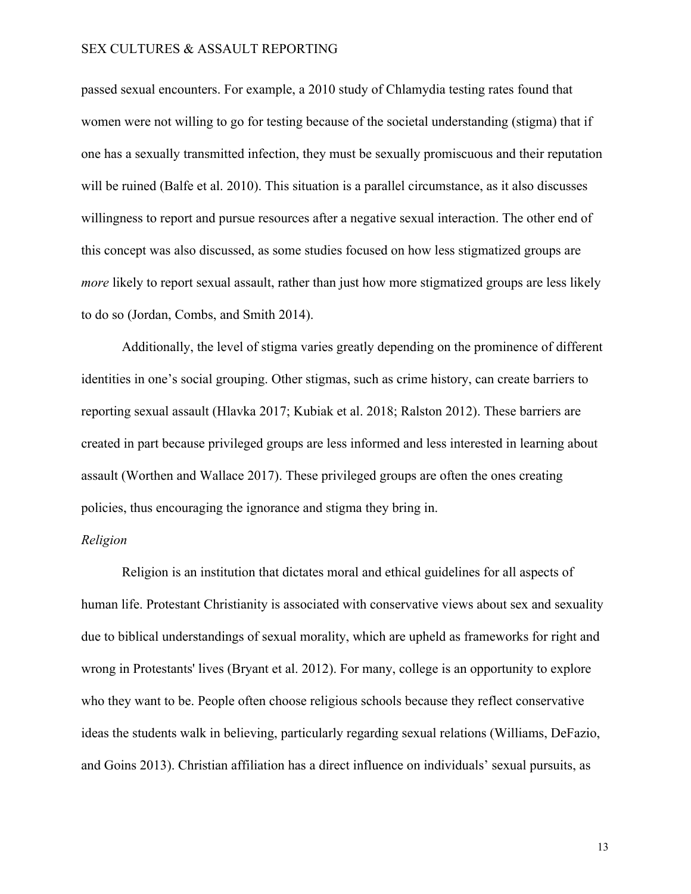passed sexual encounters. For example, a 2010 study of Chlamydia testing rates found that women were not willing to go for testing because of the societal understanding (stigma) that if one has a sexually transmitted infection, they must be sexually promiscuous and their reputation will be ruined (Balfe et al. 2010). This situation is a parallel circumstance, as it also discusses willingness to report and pursue resources after a negative sexual interaction. The other end of this concept was also discussed, as some studies focused on how less stigmatized groups are *more* likely to report sexual assault, rather than just how more stigmatized groups are less likely to do so (Jordan, Combs, and Smith 2014).

Additionally, the level of stigma varies greatly depending on the prominence of different identities in one's social grouping. Other stigmas, such as crime history, can create barriers to reporting sexual assault (Hlavka 2017; Kubiak et al. 2018; Ralston 2012). These barriers are created in part because privileged groups are less informed and less interested in learning about assault (Worthen and Wallace 2017). These privileged groups are often the ones creating policies, thus encouraging the ignorance and stigma they bring in.

*Religion*

Religion is an institution that dictates moral and ethical guidelines for all aspects of human life. Protestant Christianity is associated with conservative views about sex and sexuality due to biblical understandings of sexual morality, which are upheld as frameworks for right and wrong in Protestants' lives (Bryant et al. 2012). For many, college is an opportunity to explore who they want to be. People often choose religious schools because they reflect conservative ideas the students walk in believing, particularly regarding sexual relations (Williams, DeFazio, and Goins 2013). Christian affiliation has a direct influence on individuals' sexual pursuits, as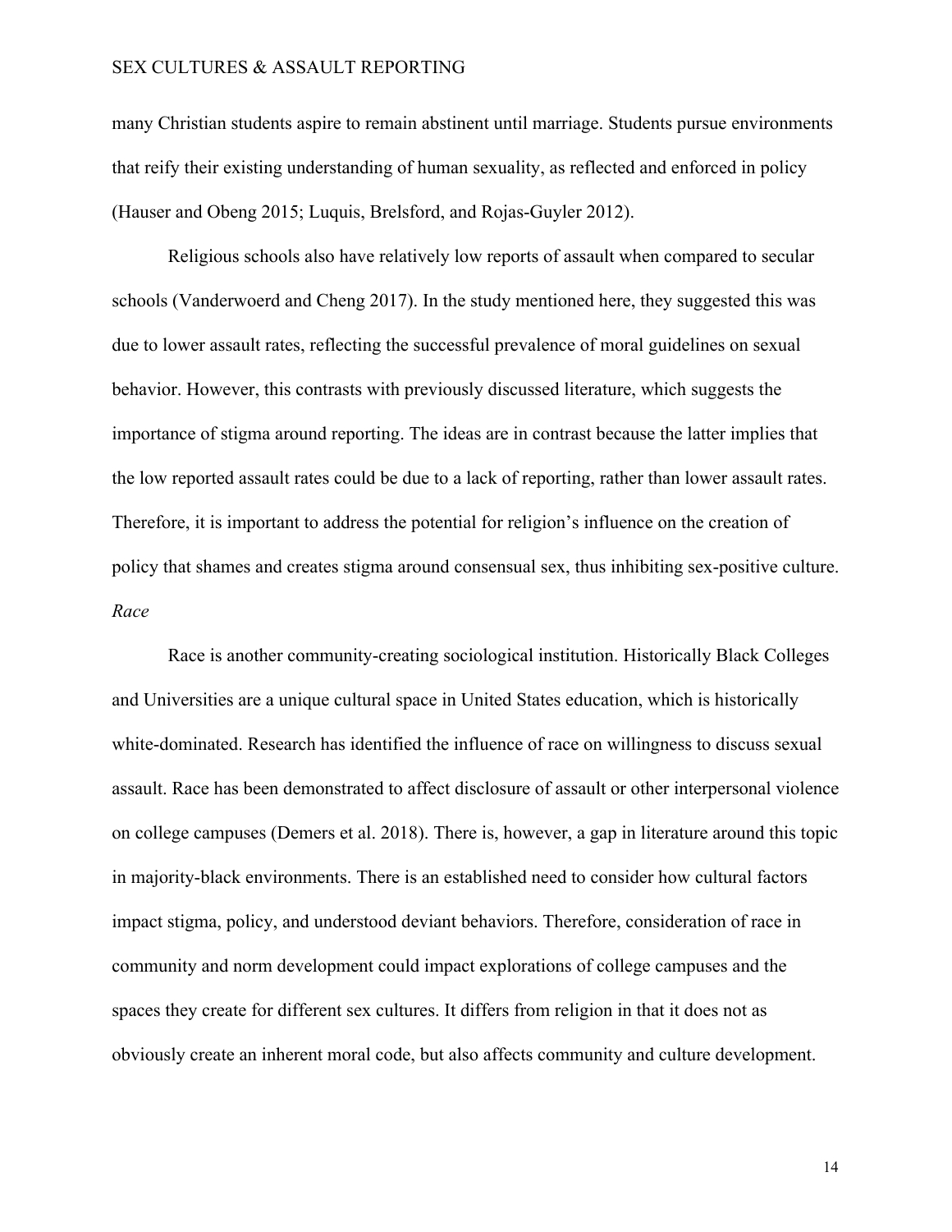many Christian students aspire to remain abstinent until marriage. Students pursue environments that reify their existing understanding of human sexuality, as reflected and enforced in policy (Hauser and Obeng 2015; Luquis, Brelsford, and Rojas-Guyler 2012).

Religious schools also have relatively low reports of assault when compared to secular schools (Vanderwoerd and Cheng 2017). In the study mentioned here, they suggested this was due to lower assault rates, reflecting the successful prevalence of moral guidelines on sexual behavior. However, this contrasts with previously discussed literature, which suggests the importance of stigma around reporting. The ideas are in contrast because the latter implies that the low reported assault rates could be due to a lack of reporting, rather than lower assault rates. Therefore, it is important to address the potential for religion's influence on the creation of policy that shames and creates stigma around consensual sex, thus inhibiting sex-positive culture.

*Race*

Race is another community-creating sociological institution. Historically Black Colleges and Universities are a unique cultural space in United States education, which is historically white-dominated. Research has identified the influence of race on willingness to discuss sexual assault. Race has been demonstrated to affect disclosure of assault or other interpersonal violence on college campuses (Demers et al. 2018). There is, however, a gap in literature around this topic in majority-black environments. There is an established need to consider how cultural factors impact stigma, policy, and understood deviant behaviors. Therefore, consideration of race in community and norm development could impact explorations of college campuses and the spaces they create for different sex cultures. It differs from religion in that it does not as obviously create an inherent moral code, but also affects community and culture development.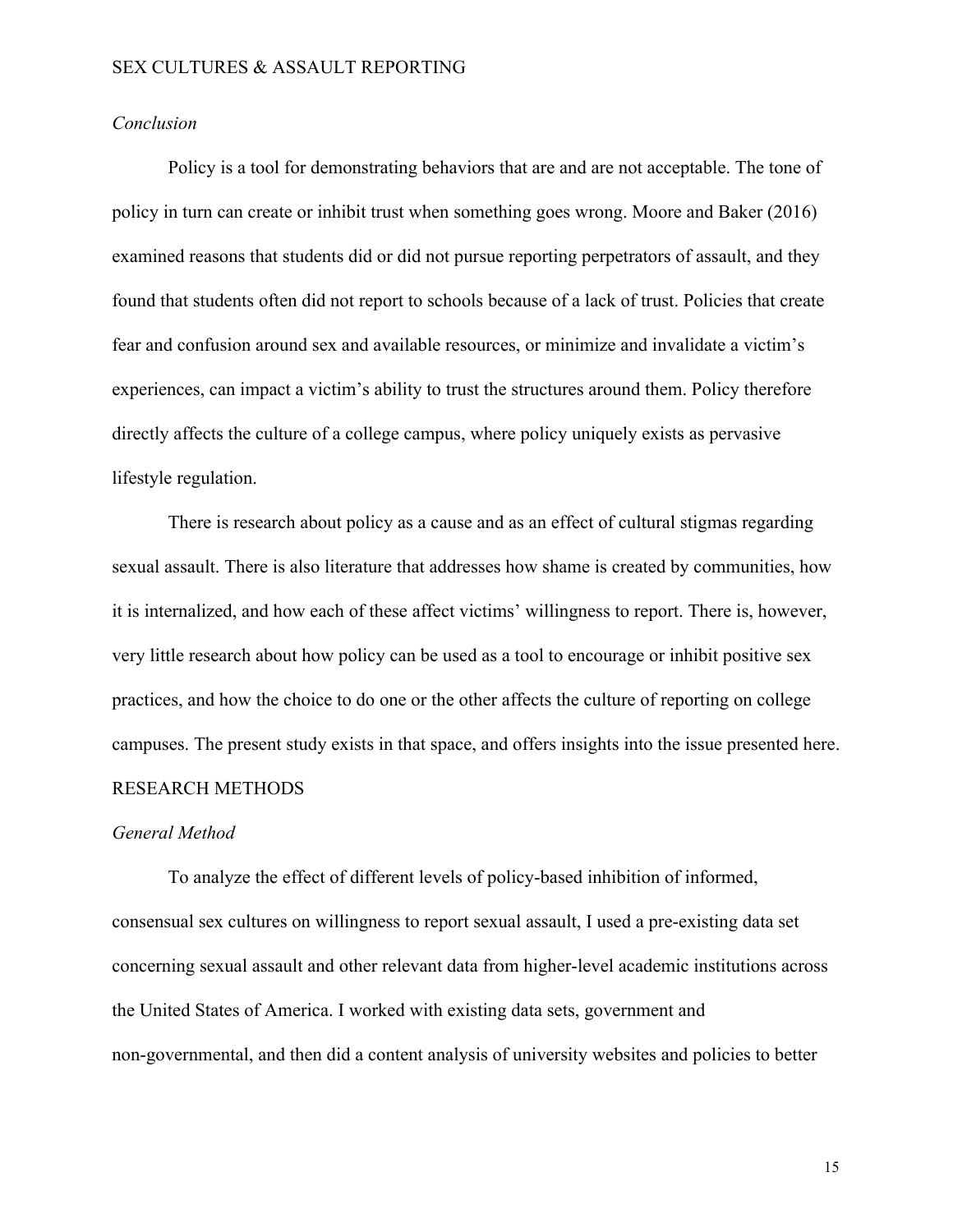### *Conclusion*

Policy is a tool for demonstrating behaviors that are and are not acceptable. The tone of policy in turn can create or inhibit trust when something goes wrong. Moore and Baker (2016) examined reasons that students did or did not pursue reporting perpetrators of assault, and they found that students often did not report to schools because of a lack of trust. Policies that create fear and confusion around sex and available resources, or minimize and invalidate a victim's experiences, can impact a victim's ability to trust the structures around them. Policy therefore directly affects the culture of a college campus, where policy uniquely exists as pervasive lifestyle regulation.

There is research about policy as a cause and as an effect of cultural stigmas regarding sexual assault. There is also literature that addresses how shame is created by communities, how it is internalized, and how each of these affect victims' willingness to report. There is, however, very little research about how policy can be used as a tool to encourage or inhibit positive sex practices, and how the choice to do one or the other affects the culture of reporting on college campuses. The present study exists in that space, and offers insights into the issue presented here.

## RESEARCH METHODS

### *General Method*

To analyze the effect of different levels of policy-based inhibition of informed, consensual sex cultures on willingness to report sexual assault, I used a pre-existing data set concerning sexual assault and other relevant data from higher-level academic institutions across the United States of America. I worked with existing data sets, government and non-governmental, and then did a content analysis of university websites and policies to better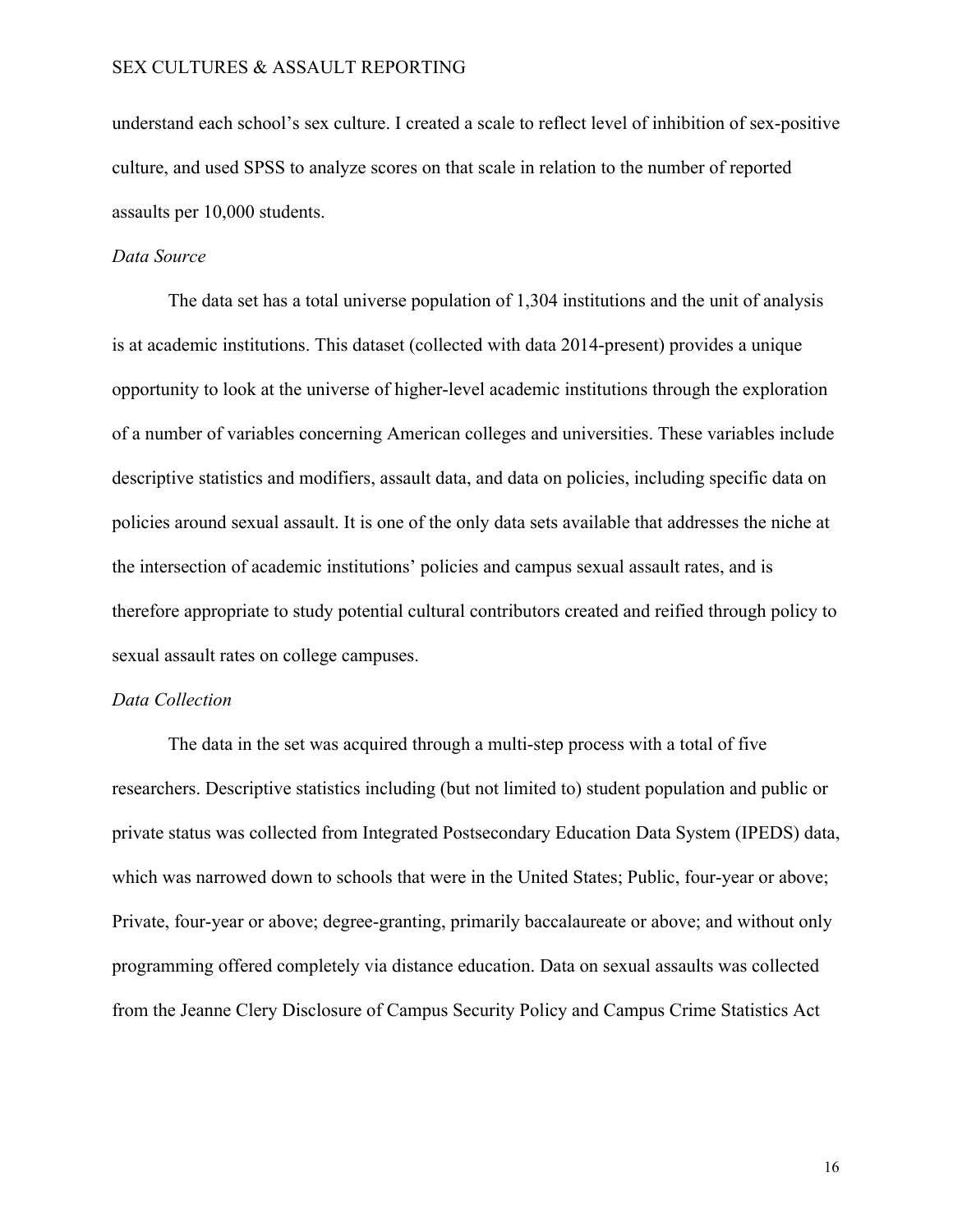understand each school's sex culture. I created a scale to reflect level of inhibition of sex-positive culture, and used SPSS to analyze scores on that scale in relation to the number of reported assaults per 10,000 students.

*Data Source*

The data set has a total universe population of 1,304 institutions and the unit of analysis is at academic institutions. This dataset (collected with data 2014-present) provides a unique opportunity to look at the universe of higher-level academic institutions through the exploration of a number of variables concerning American colleges and universities. These variables include descriptive statistics and modifiers, assault data, and data on policies, including specific data on policies around sexual assault. It is one of the only data sets available that addresses the niche at the intersection of academic institutions' policies and campus sexual assault rates, and is therefore appropriate to study potential cultural contributors created and reified through policy to sexual assault rates on college campuses.

*Data Collection*

The data in the set was acquired through a multi-step process with a total of five researchers. Descriptive statistics including (but not limited to) student population and public or private status was collected from Integrated Postsecondary Education Data System (IPEDS) data, which was narrowed down to schools that were in the United States; Public, four-year or above; Private, four-year or above; degree-granting, primarily baccalaureate or above; and without only programming offered completely via distance education. Data on sexual assaults was collected from the Jeanne Clery Disclosure of Campus Security Policy and Campus Crime Statistics Act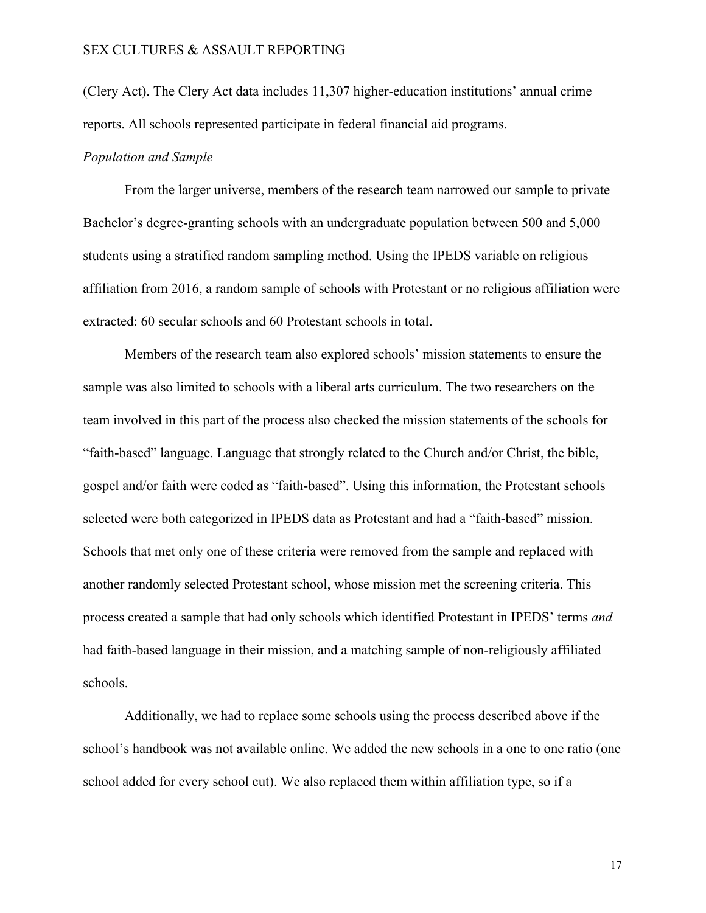(Clery Act). The Clery Act data includes 11,307 higher-education institutions' annual crime reports. All schools represented participate in federal financial aid programs.

*Population and Sample*

From the larger universe, members of the research team narrowed our sample to private Bachelor's degree-granting schools with an undergraduate population between 500 and 5,000 students using a stratified random sampling method. Using the IPEDS variable on religious affiliation from 2016, a random sample of schools with Protestant or no religious affiliation were extracted: 60 secular schools and 60 Protestant schools in total.

Members of the research team also explored schools' mission statements to ensure the sample was also limited to schools with a liberal arts curriculum. The two researchers on the team involved in this part of the process also checked the mission statements of the schools for "faith-based" language. Language that strongly related to the Church and/or Christ, the bible, gospel and/or faith were coded as "faith-based". Using this information, the Protestant schools selected were both categorized in IPEDS data as Protestant and had a "faith-based" mission. Schools that met only one of these criteria were removed from the sample and replaced with another randomly selected Protestant school, whose mission met the screening criteria. This process created a sample that had only schools which identified Protestant in IPEDS' terms *and* had faith-based language in their mission, and a matching sample of non-religiously affiliated schools.

Additionally, we had to replace some schools using the process described above if the school's handbook was not available online. We added the new schools in a one to one ratio (one school added for every school cut). We also replaced them within affiliation type, so if a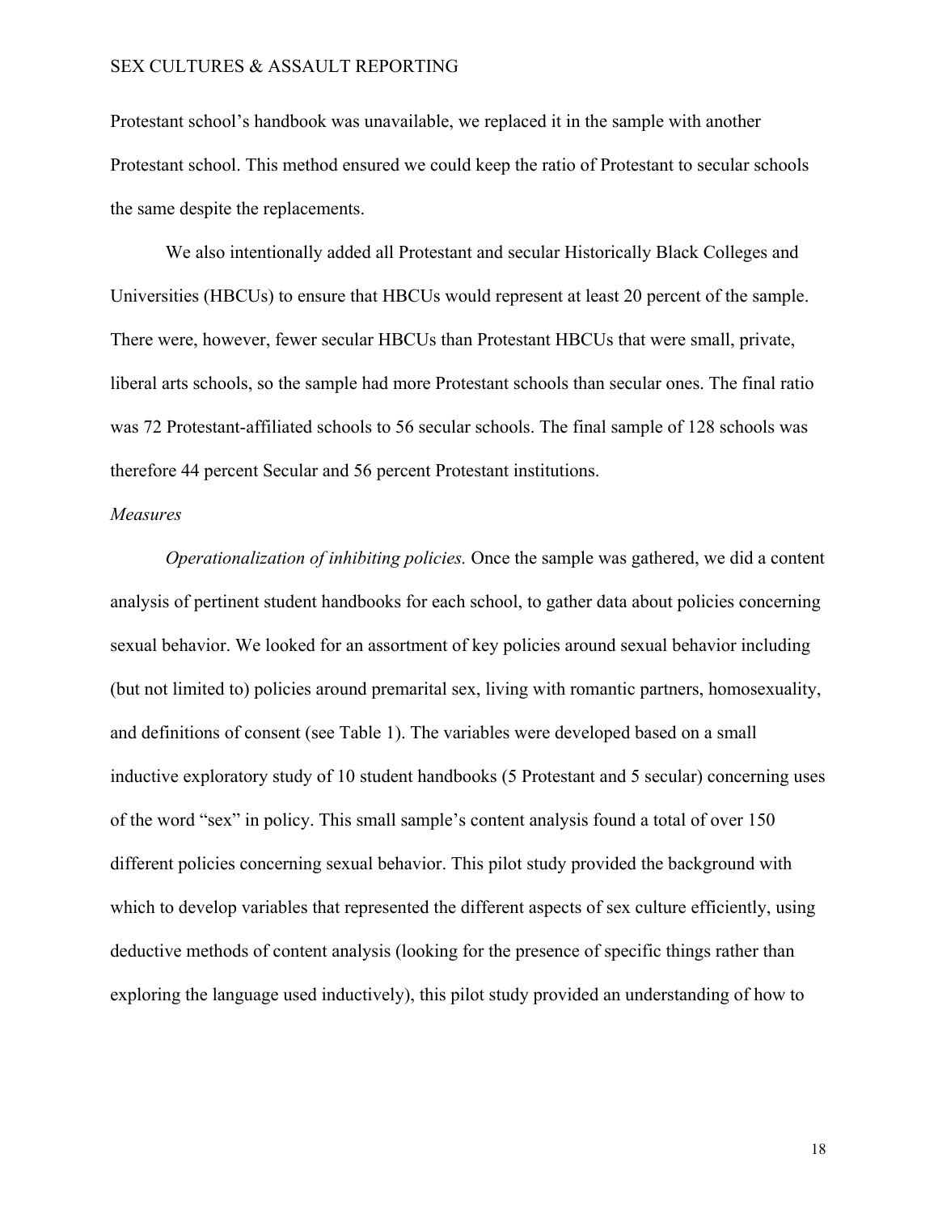Protestant school's handbook was unavailable, we replaced it in the sample with another Protestant school. This method ensured we could keep the ratio of Protestant to secular schools the same despite the replacements.

We also intentionally added all Protestant and secular Historically Black Colleges and Universities (HBCUs) to ensure that HBCUs would represent at least 20 percent of the sample. There were, however, fewer secular HBCUs than Protestant HBCUs that were small, private, liberal arts schools, so the sample had more Protestant schools than secular ones. The final ratio was 72 Protestant-affiliated schools to 56 secular schools. The final sample of 128 schools was therefore 44 percent Secular and 56 percent Protestant institutions.

*Measures*

*Operationalization of inhibiting policies.* Once the sample was gathered, we did a content analysis of pertinent student handbooks for each school, to gather data about policies concerning sexual behavior. We looked for an assortment of key policies around sexual behavior including (but not limited to) policies around premarital sex, living with romantic partners, homosexuality, and definitions of consent (see Table 1). The variables were developed based on a small inductive exploratory study of 10 student handbooks (5 Protestant and 5 secular) concerning uses of the word "sex" in policy. This small sample's content analysis found a total of over 150 different policies concerning sexual behavior. This pilot study provided the background with which to develop variables that represented the different aspects of sex culture efficiently, using deductive methods of content analysis (looking for the presence of specific things rather than exploring the language used inductively), this pilot study provided an understanding of how to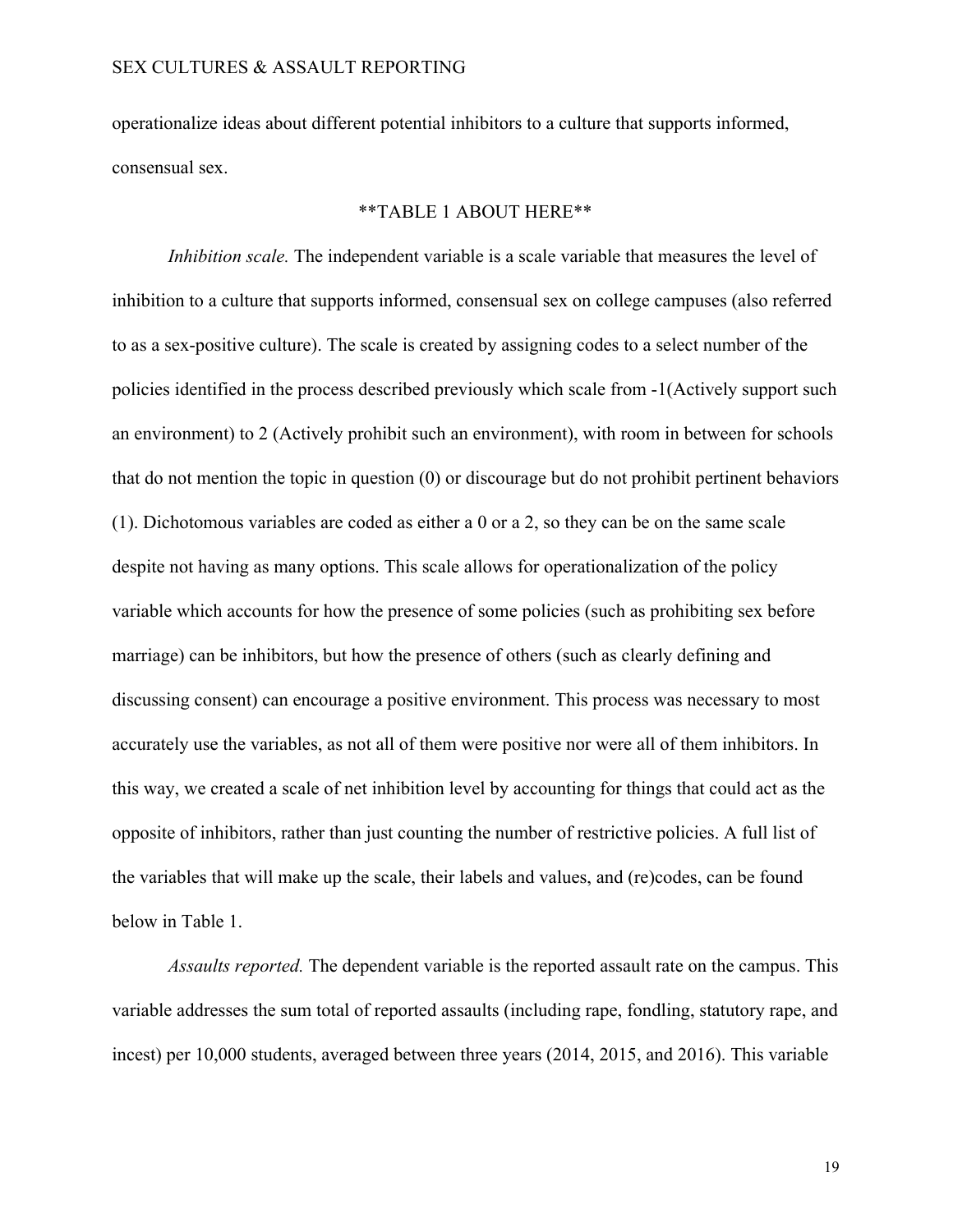operationalize ideas about different potential inhibitors to a culture that supports informed, consensual sex.

**TABLE 1 ABOUT HERE**

*Inhibition scale.* The independent variable is a scale variable that measures the level of inhibition to a culture that supports informed, consensual sex on college campuses (also referred to as a sex-positive culture). The scale is created by assigning codes to a select number of the policies identified in the process described previously which scale from -1(Actively support such an environment) to 2 (Actively prohibit such an environment), with room in between for schools that do not mention the topic in question (0) or discourage but do not prohibit pertinent behaviors (1). Dichotomous variables are coded as either a 0 or a 2, so they can be on the same scale despite not having as many options. This scale allows for operationalization of the policy variable which accounts for how the presence of some policies (such as prohibiting sex before marriage) can be inhibitors, but how the presence of others (such as clearly defining and discussing consent) can encourage a positive environment. This process was necessary to most accurately use the variables, as not all of them were positive nor were all of them inhibitors. In this way, we created a scale of net inhibition level by accounting for things that could act as the opposite of inhibitors, rather than just counting the number of restrictive policies. A full list of the variables that will make up the scale, their labels and values, and (re)codes, can be found below in Table 1.

*Assaults reported.* The dependent variable is the reported assault rate on the campus. This variable addresses the sum total of reported assaults (including rape, fondling, statutory rape, and incest) per 10,000 students, averaged between three years (2014, 2015, and 2016). This variable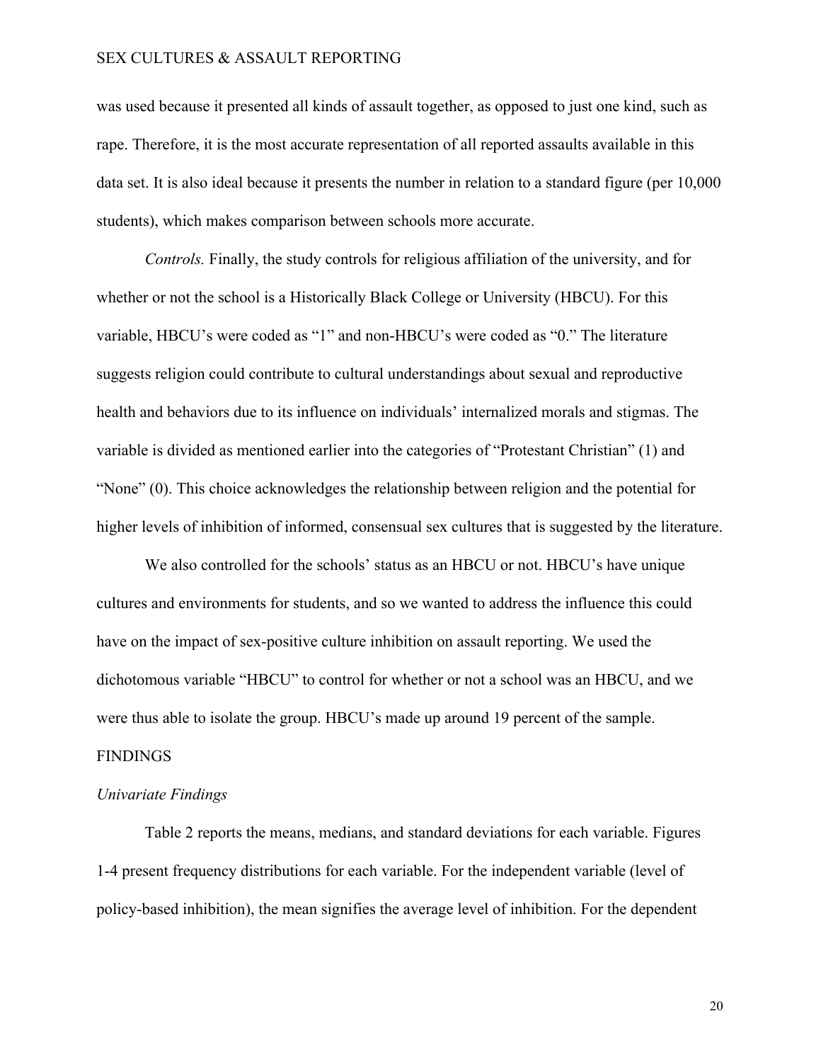was used because it presented all kinds of assault together, as opposed to just one kind, such as rape. Therefore, it is the most accurate representation of all reported assaults available in this data set. It is also ideal because it presents the number in relation to a standard figure (per 10,000 students), which makes comparison between schools more accurate.

*Controls.* Finally, the study controls for religious affiliation of the university, and for whether or not the school is a Historically Black College or University (HBCU). For this variable, HBCU's were coded as "1" and non-HBCU's were coded as "0." The literature suggests religion could contribute to cultural understandings about sexual and reproductive health and behaviors due to its influence on individuals' internalized morals and stigmas. The variable is divided as mentioned earlier into the categories of "Protestant Christian" (1) and "None" (0). This choice acknowledges the relationship between religion and the potential for higher levels of inhibition of informed, consensual sex cultures that is suggested by the literature.

We also controlled for the schools' status as an HBCU or not. HBCU's have unique cultures and environments for students, and so we wanted to address the influence this could have on the impact of sex-positive culture inhibition on assault reporting. We used the dichotomous variable "HBCU" to control for whether or not a school was an HBCU, and we were thus able to isolate the group. HBCU's made up around 19 percent of the sample.

## FINDINGS

### *Univariate Findings*

Table 2 reports the means, medians, and standard deviations for each variable. Figures 1-4 present frequency distributions for each variable. For the independent variable (level of policy-based inhibition), the mean signifies the average level of inhibition. For the dependent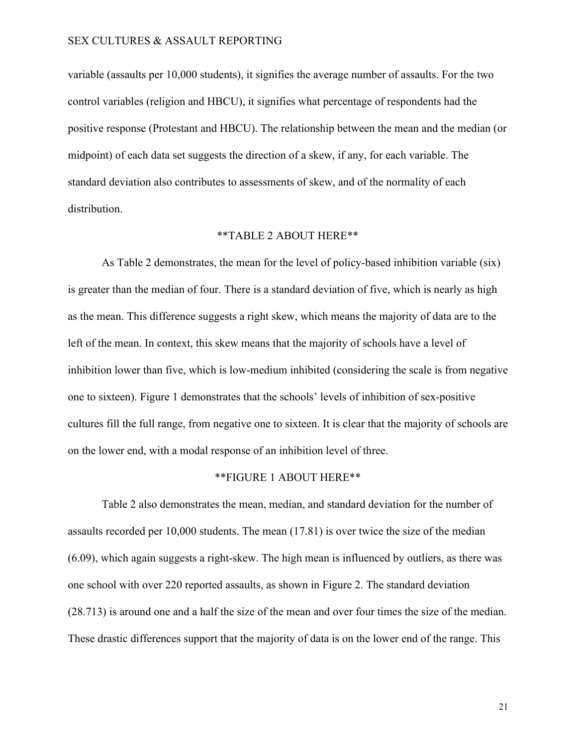variable (assaults per 10,000 students), it signifies the average number of assaults. For the two control variables (religion and HBCU), it signifies what percentage of respondents had the positive response (Protestant and HBCU). The relationship between the mean and the median (or midpoint) of each data set suggests the direction of a skew, if any, for each variable. The standard deviation also contributes to assessments of skew, and of the normality of each distribution.

**TABLE 2 ABOUT HERE**

As Table 2 demonstrates, the mean for the level of policy-based inhibition variable (six) is greater than the median of four. There is a standard deviation of five, which is nearly as high as the mean. This difference suggests a right skew, which means the majority of data are to the left of the mean. In context, this skew means that the majority of schools have a level of inhibition lower than five, which is low-medium inhibited (considering the scale is from negative one to sixteen). Figure 1 demonstrates that the schools' levels of inhibition of sex-positive cultures fill the full range, from negative one to sixteen. It is clear that the majority of schools are on the lower end, with a modal response of an inhibition level of three.

**FIGURE 1 ABOUT HERE**

Table 2 also demonstrates the mean, median, and standard deviation for the number of assaults recorded per 10,000 students. The mean (17.81) is over twice the size of the median (6.09), which again suggests a right-skew. The high mean is influenced by outliers, as there was one school with over 220 reported assaults, as shown in Figure 2. The standard deviation (28.713) is around one and a half the size of the mean and over four times the size of the median. These drastic differences support that the majority of data is on the lower end of the range. This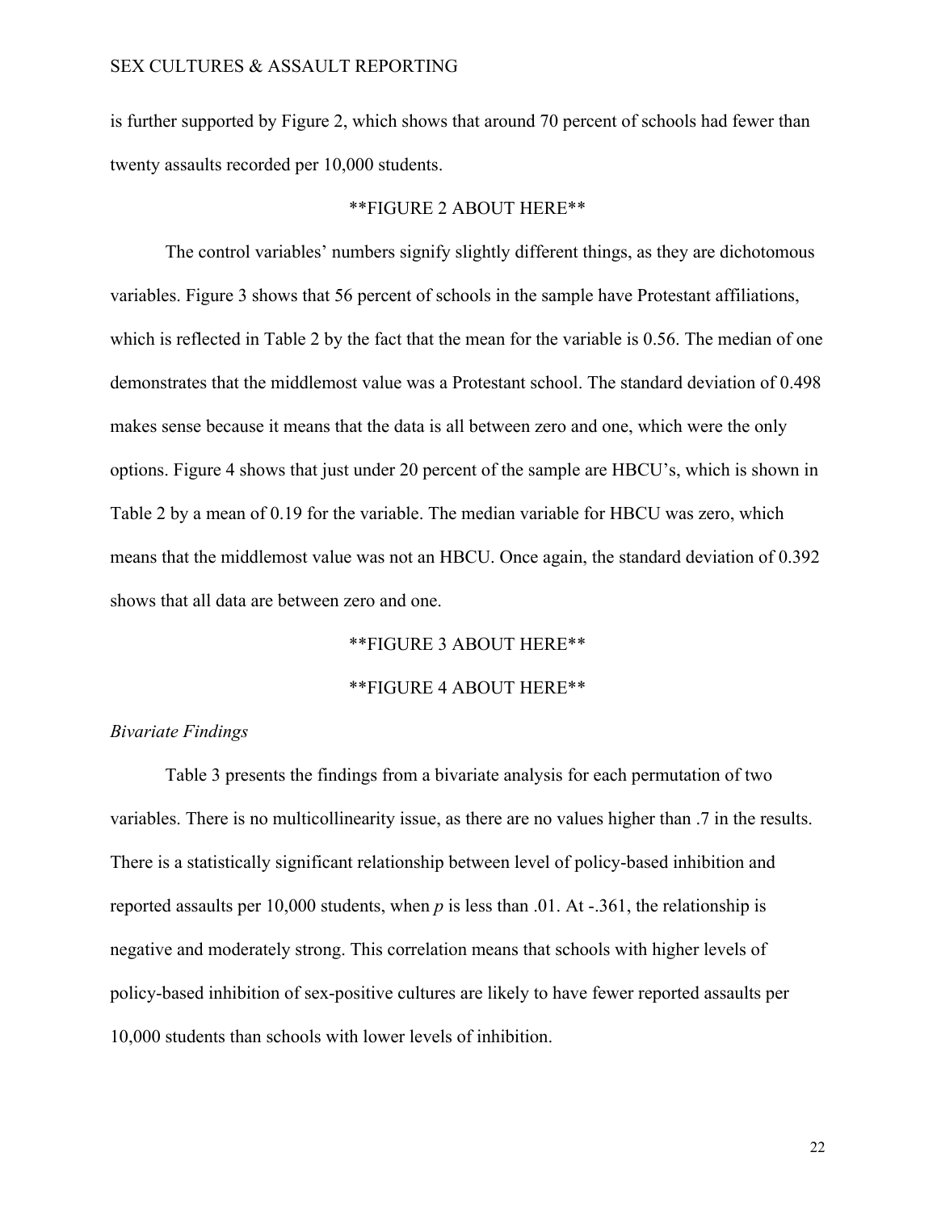is further supported by Figure 2, which shows that around 70 percent of schools had fewer than twenty assaults recorded per 10,000 students.

**FIGURE 2 ABOUT HERE**

The control variables' numbers signify slightly different things, as they are dichotomous variables. Figure 3 shows that 56 percent of schools in the sample have Protestant affiliations, which is reflected in Table 2 by the fact that the mean for the variable is 0.56. The median of one demonstrates that the middlemost value was a Protestant school. The standard deviation of 0.498 makes sense because it means that the data is all between zero and one, which were the only options. Figure 4 shows that just under 20 percent of the sample are HBCU's, which is shown in Table 2 by a mean of 0.19 for the variable. The median variable for HBCU was zero, which means that the middlemost value was not an HBCU. Once again, the standard deviation of 0.392 shows that all data are between zero and one.

**FIGURE 3 ABOUT HERE**

**FIGURE 4 ABOUT HERE**

*Bivariate Findings*

Table 3 presents the findings from a bivariate analysis for each permutation of two variables. There is no multicollinearity issue, as there are no values higher than .7 in the results. There is a statistically significant relationship between level of policy-based inhibition and reported assaults per 10,000 students, when $p$ is less than .01. At -.361, the relationship is negative and moderately strong. This correlation means that schools with higher levels of policy-based inhibition of sex-positive cultures are likely to have fewer reported assaults per 10,000 students than schools with lower levels of inhibition.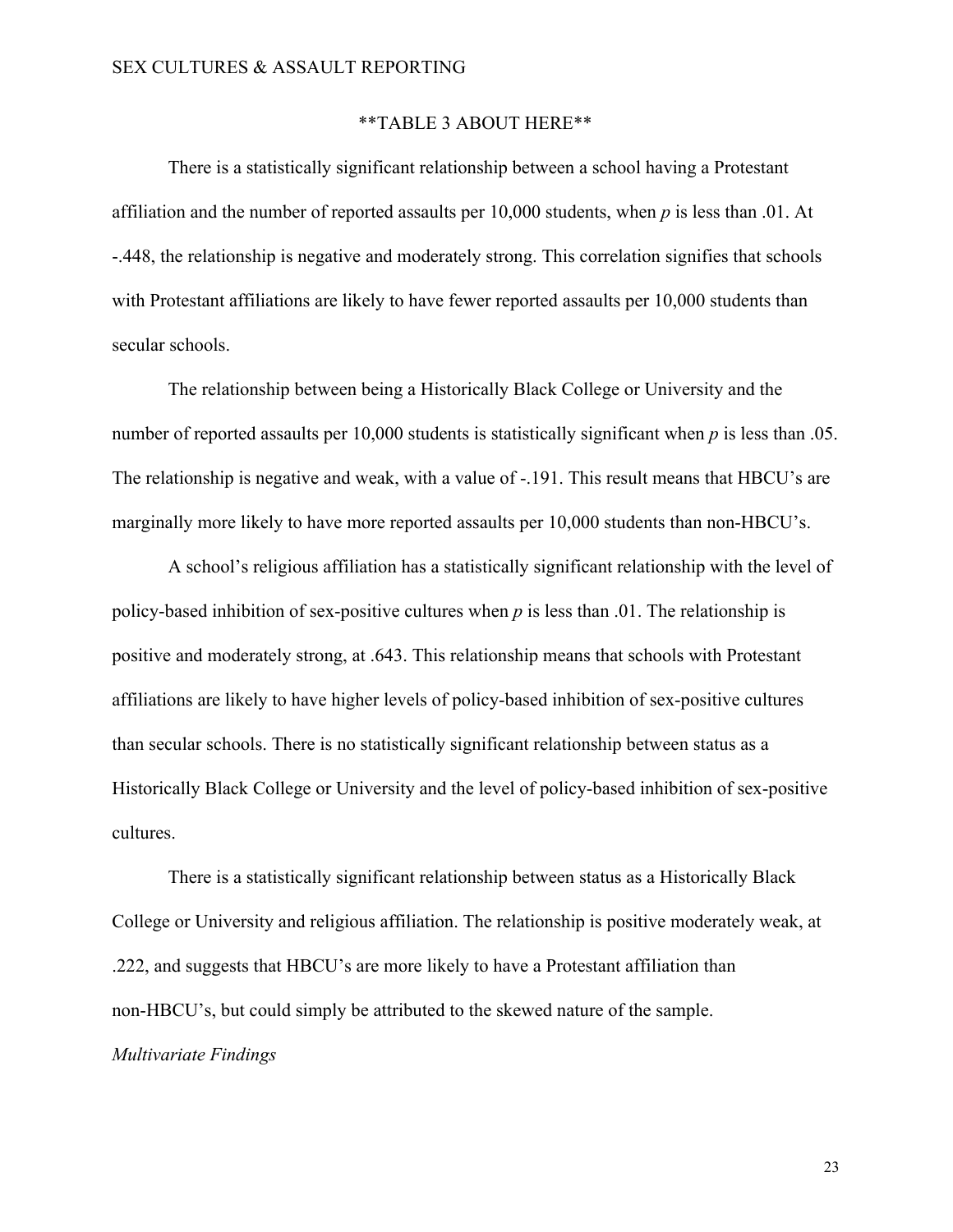**TABLE 3 ABOUT HERE**

There is a statistically significant relationship between a school having a Protestant affiliation and the number of reported assaults per 10,000 students, when $p$ is less than .01. At -.448, the relationship is negative and moderately strong. This correlation signifies that schools with Protestant affiliations are likely to have fewer reported assaults per 10,000 students than secular schools.

The relationship between being a Historically Black College or University and the number of reported assaults per 10,000 students is statistically significant when $p$ is less than .05. The relationship is negative and weak, with a value of -.191. This result means that HBCU's are marginally more likely to have more reported assaults per 10,000 students than non-HBCU's.

A school's religious affiliation has a statistically significant relationship with the level of policy-based inhibition of sex-positive cultures when $p$ is less than .01. The relationship is positive and moderately strong, at .643. This relationship means that schools with Protestant affiliations are likely to have higher levels of policy-based inhibition of sex-positive cultures than secular schools. There is no statistically significant relationship between status as a Historically Black College or University and the level of policy-based inhibition of sex-positive cultures.

There is a statistically significant relationship between status as a Historically Black College or University and religious affiliation. The relationship is positive moderately weak, at .222, and suggests that HBCU's are more likely to have a Protestant affiliation than non-HBCU's, but could simply be attributed to the skewed nature of the sample.

*Multivariate Findings*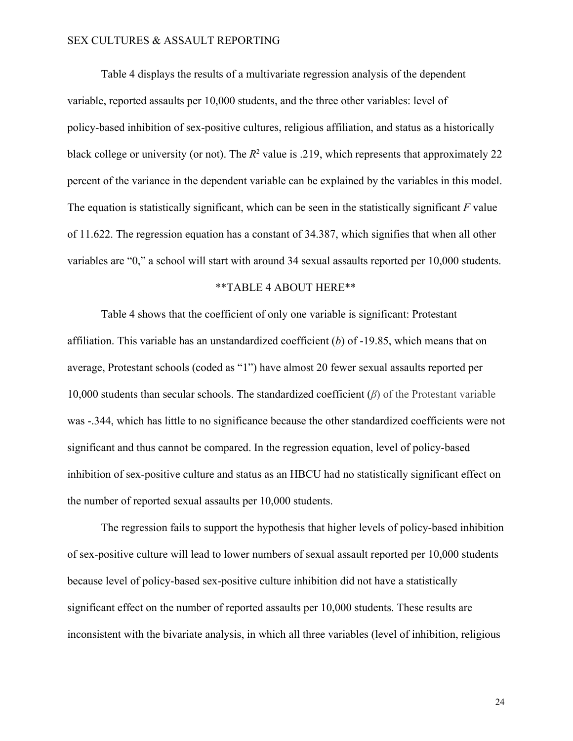Table 4 displays the results of a multivariate regression analysis of the dependent variable, reported assaults per 10,000 students, and the three other variables: level of policy-based inhibition of sex-positive cultures, religious affiliation, and status as a historically black college or university (or not). The $R^2$ value is .219, which represents that approximately 22 percent of the variance in the dependent variable can be explained by the variables in this model. The equation is statistically significant, which can be seen in the statistically significant $F$ value of 11.622. The regression equation has a constant of 34.387, which signifies that when all other variables are "0," a school will start with around 34 sexual assaults reported per 10,000 students.

**TABLE 4 ABOUT HERE**

Table 4 shows that the coefficient of only one variable is significant: Protestant affiliation. This variable has an unstandardized coefficient ($b$) of -19.85, which means that on average, Protestant schools (coded as "1") have almost 20 fewer sexual assaults reported per 10,000 students than secular schools. The standardized coefficient ($\beta$) of the Protestant variable was -.344, which has little to no significance because the other standardized coefficients were not significant and thus cannot be compared. In the regression equation, level of policy-based inhibition of sex-positive culture and status as an HBCU had no statistically significant effect on the number of reported sexual assaults per 10,000 students.

The regression fails to support the hypothesis that higher levels of policy-based inhibition of sex-positive culture will lead to lower numbers of sexual assault reported per 10,000 students because level of policy-based sex-positive culture inhibition did not have a statistically significant effect on the number of reported assaults per 10,000 students. These results are inconsistent with the bivariate analysis, in which all three variables (level of inhibition, religious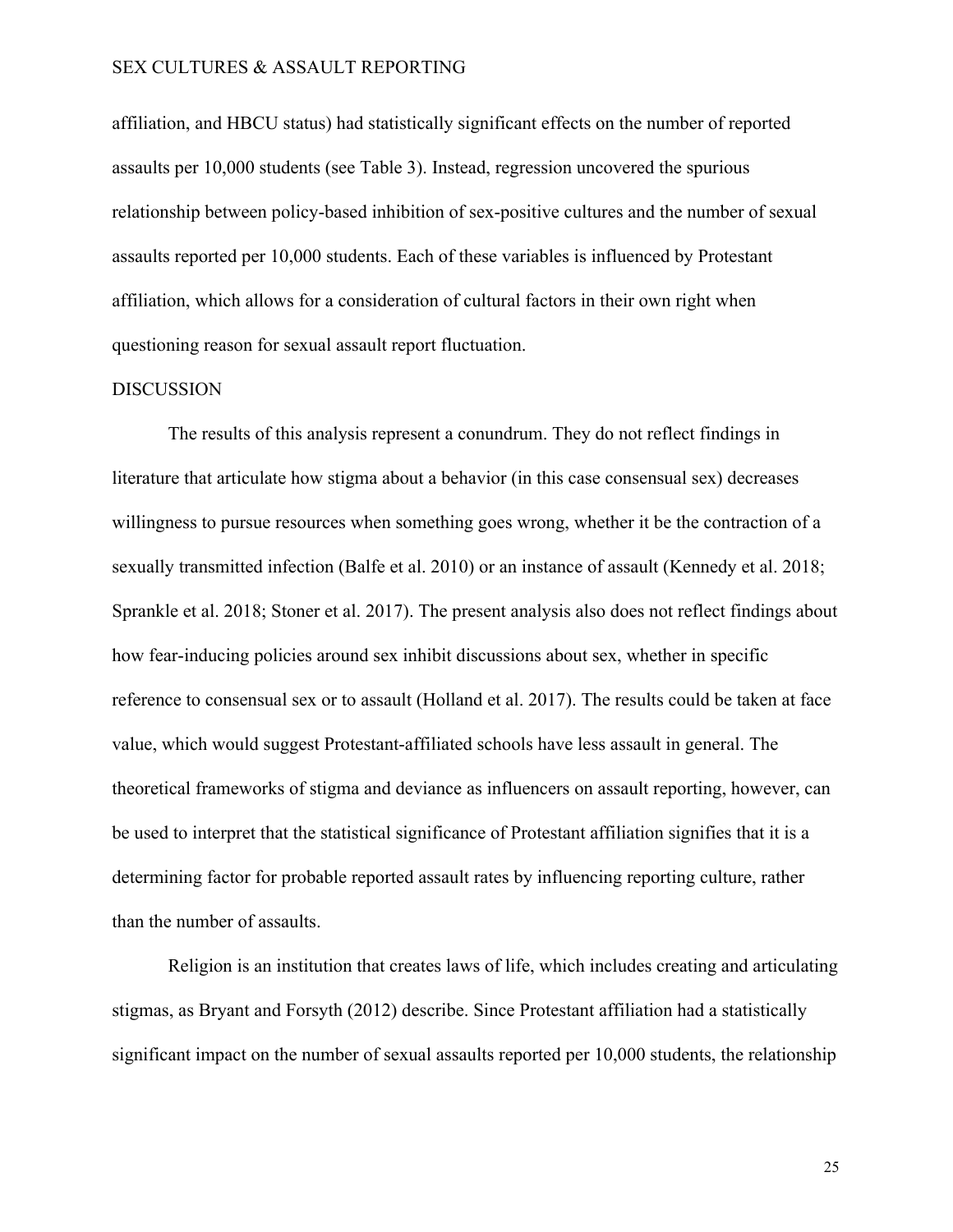affiliation, and HBCU status) had statistically significant effects on the number of reported assaults per 10,000 students (see Table 3). Instead, regression uncovered the spurious relationship between policy-based inhibition of sex-positive cultures and the number of sexual assaults reported per 10,000 students. Each of these variables is influenced by Protestant affiliation, which allows for a consideration of cultural factors in their own right when questioning reason for sexual assault report fluctuation.

## DISCUSSION

The results of this analysis represent a conundrum. They do not reflect findings in literature that articulate how stigma about a behavior (in this case consensual sex) decreases willingness to pursue resources when something goes wrong, whether it be the contraction of a sexually transmitted infection (Balfe et al. 2010) or an instance of assault (Kennedy et al. 2018; Sprankle et al. 2018; Stoner et al. 2017). The present analysis also does not reflect findings about how fear-inducing policies around sex inhibit discussions about sex, whether in specific reference to consensual sex or to assault (Holland et al. 2017). The results could be taken at face value, which would suggest Protestant-affiliated schools have less assault in general. The theoretical frameworks of stigma and deviance as influencers on assault reporting, however, can be used to interpret that the statistical significance of Protestant affiliation signifies that it is a determining factor for probable reported assault rates by influencing reporting culture, rather than the number of assaults.

Religion is an institution that creates laws of life, which includes creating and articulating stigmas, as Bryant and Forsyth (2012) describe. Since Protestant affiliation had a statistically significant impact on the number of sexual assaults reported per 10,000 students, the relationship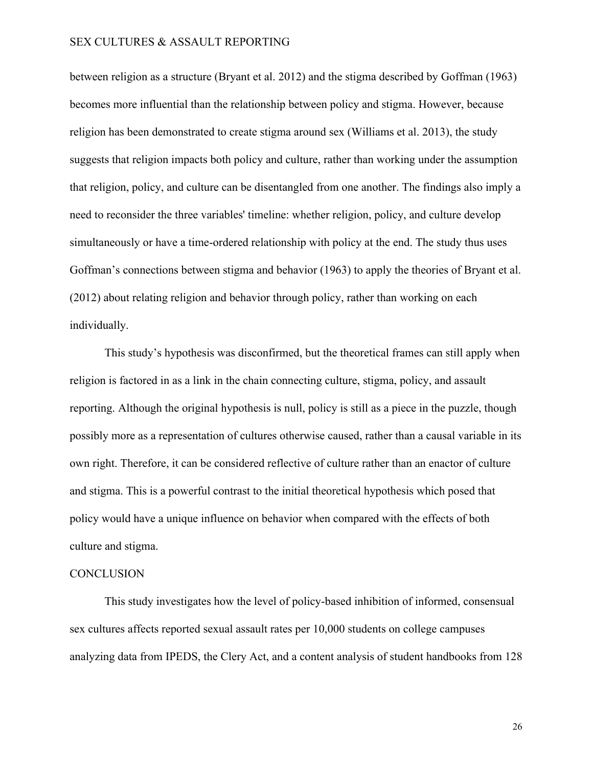between religion as a structure (Bryant et al. 2012) and the stigma described by Goffman (1963) becomes more influential than the relationship between policy and stigma. However, because religion has been demonstrated to create stigma around sex (Williams et al. 2013), the study suggests that religion impacts both policy and culture, rather than working under the assumption that religion, policy, and culture can be disentangled from one another. The findings also imply a need to reconsider the three variables' timeline: whether religion, policy, and culture develop simultaneously or have a time-ordered relationship with policy at the end. The study thus uses Goffman's connections between stigma and behavior (1963) to apply the theories of Bryant et al. (2012) about relating religion and behavior through policy, rather than working on each individually.

This study's hypothesis was disconfirmed, but the theoretical frames can still apply when religion is factored in as a link in the chain connecting culture, stigma, policy, and assault reporting. Although the original hypothesis is null, policy is still as a piece in the puzzle, though possibly more as a representation of cultures otherwise caused, rather than a causal variable in its own right. Therefore, it can be considered reflective of culture rather than an enactor of culture and stigma. This is a powerful contrast to the initial theoretical hypothesis which posed that policy would have a unique influence on behavior when compared with the effects of both culture and stigma.

# CONCLUSION

This study investigates how the level of policy-based inhibition of informed, consensual sex cultures affects reported sexual assault rates per 10,000 students on college campuses analyzing data from IPEDS, the Clery Act, and a content analysis of student handbooks from 128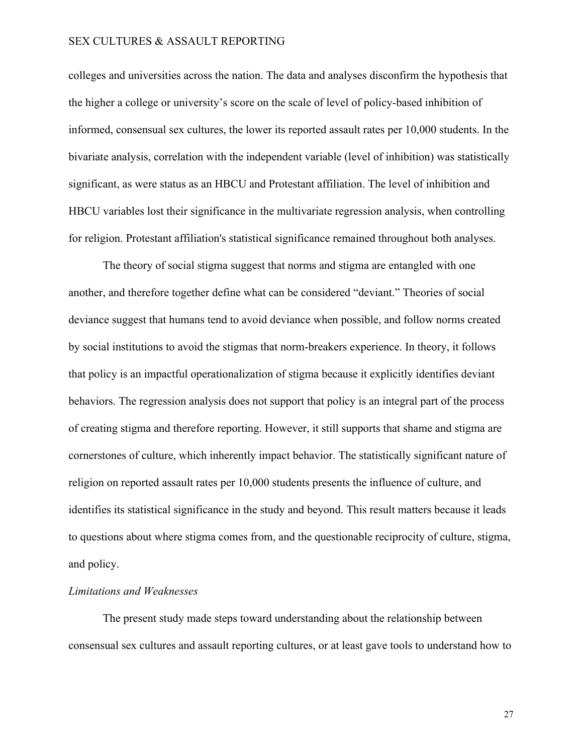colleges and universities across the nation. The data and analyses disconfirm the hypothesis that the higher a college or university's score on the scale of level of policy-based inhibition of informed, consensual sex cultures, the lower its reported assault rates per 10,000 students. In the bivariate analysis, correlation with the independent variable (level of inhibition) was statistically significant, as were status as an HBCU and Protestant affiliation. The level of inhibition and HBCU variables lost their significance in the multivariate regression analysis, when controlling for religion. Protestant affiliation's statistical significance remained throughout both analyses.

The theory of social stigma suggest that norms and stigma are entangled with one another, and therefore together define what can be considered "deviant." Theories of social deviance suggest that humans tend to avoid deviance when possible, and follow norms created by social institutions to avoid the stigmas that norm-breakers experience. In theory, it follows that policy is an impactful operationalization of stigma because it explicitly identifies deviant behaviors. The regression analysis does not support that policy is an integral part of the process of creating stigma and therefore reporting. However, it still supports that shame and stigma are cornerstones of culture, which inherently impact behavior. The statistically significant nature of religion on reported assault rates per 10,000 students presents the influence of culture, and identifies its statistical significance in the study and beyond. This result matters because it leads to questions about where stigma comes from, and the questionable reciprocity of culture, stigma, and policy.

*Limitations and Weaknesses*

The present study made steps toward understanding about the relationship between consensual sex cultures and assault reporting cultures, or at least gave tools to understand how to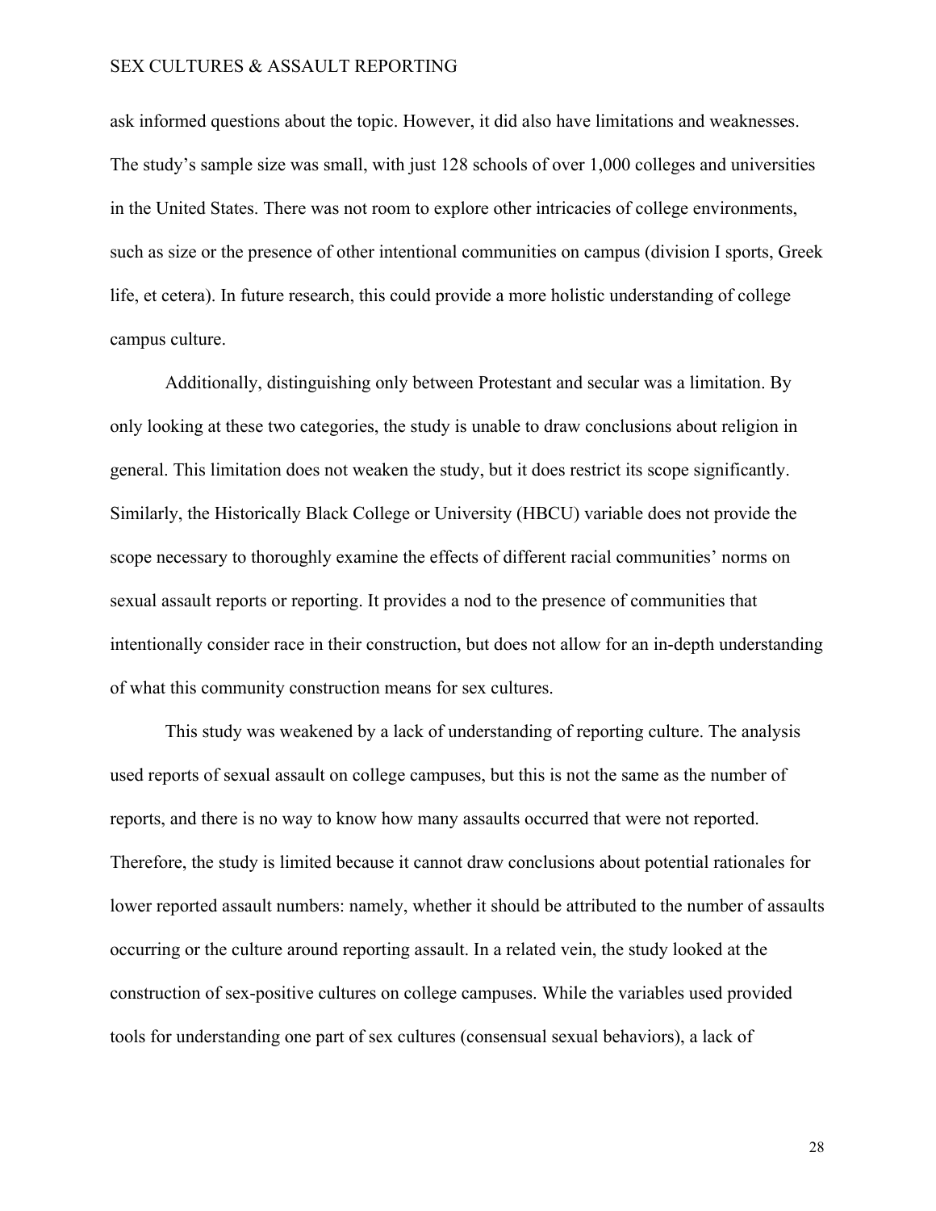ask informed questions about the topic. However, it did also have limitations and weaknesses. The study's sample size was small, with just 128 schools of over 1,000 colleges and universities in the United States. There was not room to explore other intricacies of college environments, such as size or the presence of other intentional communities on campus (division I sports, Greek life, et cetera). In future research, this could provide a more holistic understanding of college campus culture.

Additionally, distinguishing only between Protestant and secular was a limitation. By only looking at these two categories, the study is unable to draw conclusions about religion in general. This limitation does not weaken the study, but it does restrict its scope significantly. Similarly, the Historically Black College or University (HBCU) variable does not provide the scope necessary to thoroughly examine the effects of different racial communities' norms on sexual assault reports or reporting. It provides a nod to the presence of communities that intentionally consider race in their construction, but does not allow for an in-depth understanding of what this community construction means for sex cultures.

This study was weakened by a lack of understanding of reporting culture. The analysis used reports of sexual assault on college campuses, but this is not the same as the number of reports, and there is no way to know how many assaults occurred that were not reported. Therefore, the study is limited because it cannot draw conclusions about potential rationales for lower reported assault numbers: namely, whether it should be attributed to the number of assaults occurring or the culture around reporting assault. In a related vein, the study looked at the construction of sex-positive cultures on college campuses. While the variables used provided tools for understanding one part of sex cultures (consensual sexual behaviors), a lack of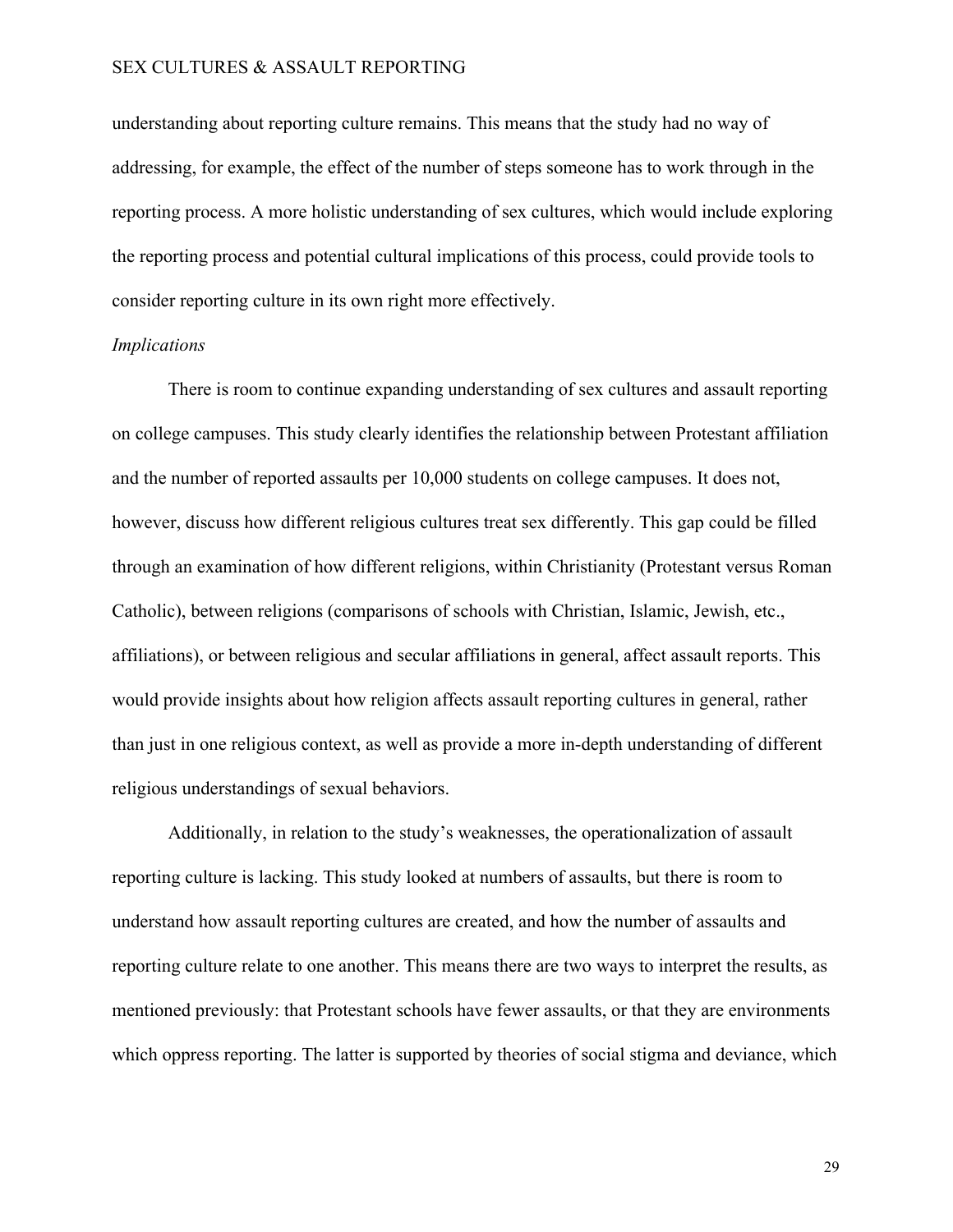understanding about reporting culture remains. This means that the study had no way of addressing, for example, the effect of the number of steps someone has to work through in the reporting process. A more holistic understanding of sex cultures, which would include exploring the reporting process and potential cultural implications of this process, could provide tools to consider reporting culture in its own right more effectively.

*Implications*

There is room to continue expanding understanding of sex cultures and assault reporting on college campuses. This study clearly identifies the relationship between Protestant affiliation and the number of reported assaults per 10,000 students on college campuses. It does not, however, discuss how different religious cultures treat sex differently. This gap could be filled through an examination of how different religions, within Christianity (Protestant versus Roman Catholic), between religions (comparisons of schools with Christian, Islamic, Jewish, etc., affiliations), or between religious and secular affiliations in general, affect assault reports. This would provide insights about how religion affects assault reporting cultures in general, rather than just in one religious context, as well as provide a more in-depth understanding of different religious understandings of sexual behaviors.

Additionally, in relation to the study's weaknesses, the operationalization of assault reporting culture is lacking. This study looked at numbers of assaults, but there is room to understand how assault reporting cultures are created, and how the number of assaults and reporting culture relate to one another. This means there are two ways to interpret the results, as mentioned previously: that Protestant schools have fewer assaults, or that they are environments which oppress reporting. The latter is supported by theories of social stigma and deviance, which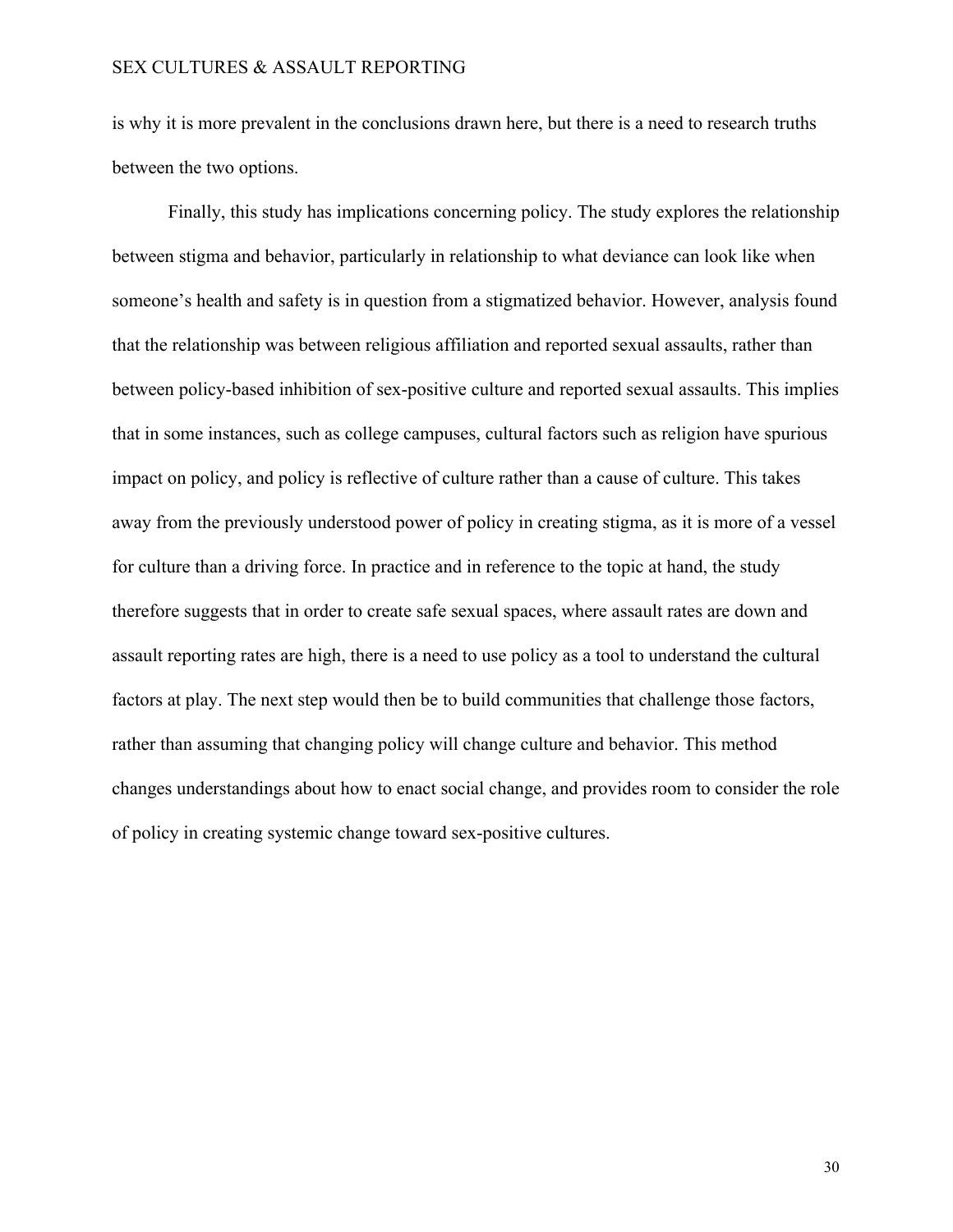is why it is more prevalent in the conclusions drawn here, but there is a need to research truths between the two options.

Finally, this study has implications concerning policy. The study explores the relationship between stigma and behavior, particularly in relationship to what deviance can look like when someone's health and safety is in question from a stigmatized behavior. However, analysis found that the relationship was between religious affiliation and reported sexual assaults, rather than between policy-based inhibition of sex-positive culture and reported sexual assaults. This implies that in some instances, such as college campuses, cultural factors such as religion have spurious impact on policy, and policy is reflective of culture rather than a cause of culture. This takes away from the previously understood power of policy in creating stigma, as it is more of a vessel for culture than a driving force. In practice and in reference to the topic at hand, the study therefore suggests that in order to create safe sexual spaces, where assault rates are down and assault reporting rates are high, there is a need to use policy as a tool to understand the cultural factors at play. The next step would then be to build communities that challenge those factors, rather than assuming that changing policy will change culture and behavior. This method changes understandings about how to enact social change, and provides room to consider the role of policy in creating systemic change toward sex-positive cultures.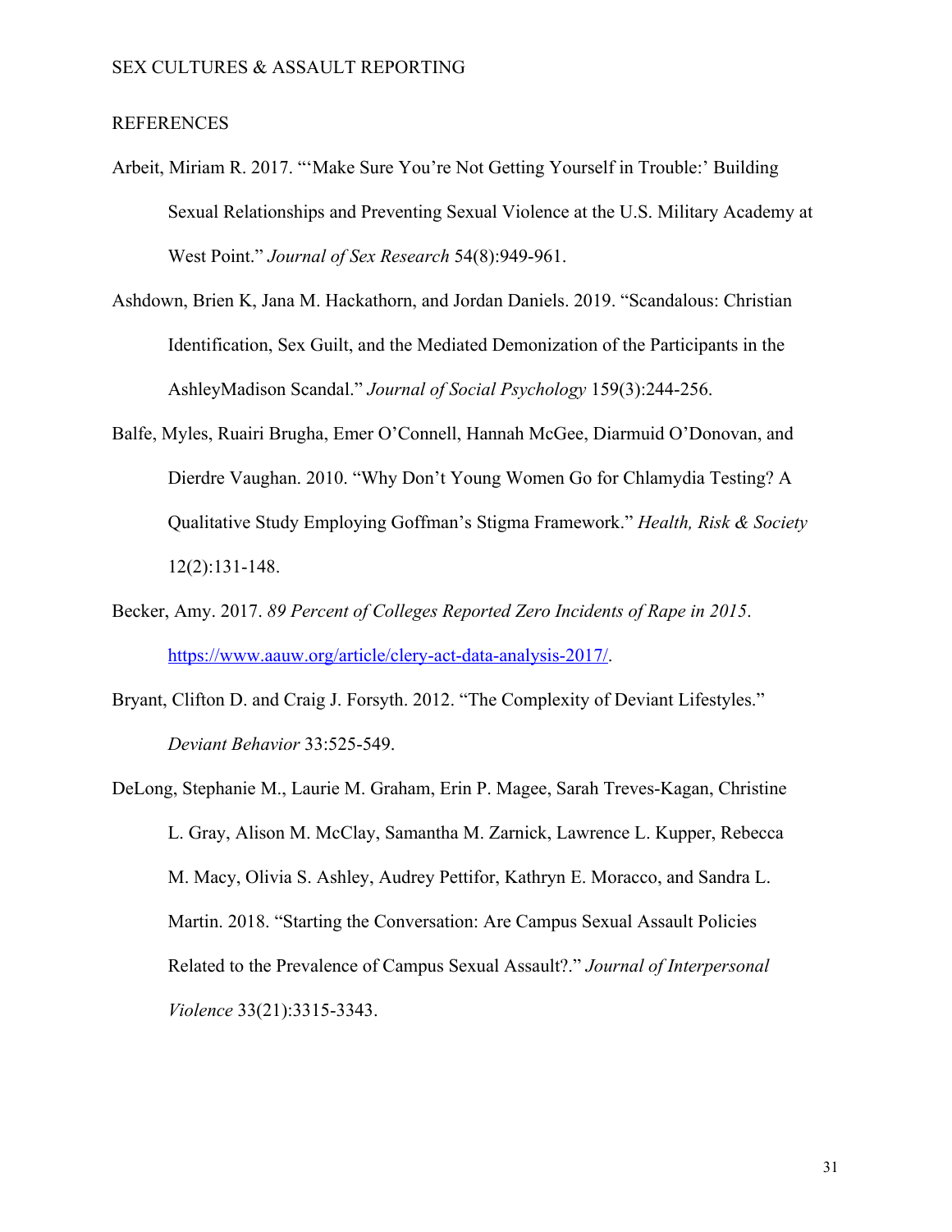## REFERENCES

Arbeit, Miriam R. 2017. "'Make Sure You're Not Getting Yourself in Trouble:' Building Sexual Relationships and Preventing Sexual Violence at the U.S. Military Academy at West Point." *Journal of Sex Research* 54(8):949-961.

Ashdown, Brien K, Jana M. Hackathorn, and Jordan Daniels. 2019. "Scandalous: Christian Identification, Sex Guilt, and the Mediated Demonization of the Participants in the AshleyMadison Scandal." *Journal of Social Psychology* 159(3):244-256.

Balfe, Myles, Ruairi Brugha, Emer O'Connell, Hannah McGee, Diarmuid O'Donovan, and Dierdre Vaughan. 2010. "Why Don't Young Women Go for Chlamydia Testing? A Qualitative Study Employing Goffman's Stigma Framework." *Health, Risk & Society* 12(2):131-148.

Becker, Amy. 2017. *89 Percent of Colleges Reported Zero Incidents of Rape in 2015*. https://www.aauw.org/article/clery-act-data-analysis-2017/.

Bryant, Clifton D. and Craig J. Forsyth. 2012. "The Complexity of Deviant Lifestyles." *Deviant Behavior* 33:525-549.

DeLong, Stephanie M., Laurie M. Graham, Erin P. Magee, Sarah Treves-Kagan, Christine L. Gray, Alison M. McClay, Samantha M. Zarnick, Lawrence L. Kupper, Rebecca M. Macy, Olivia S. Ashley, Audrey Pettifor, Kathryn E. Moracco, and Sandra L. Martin. 2018. "Starting the Conversation: Are Campus Sexual Assault Policies Related to the Prevalence of Campus Sexual Assault?." *Journal of Interpersonal Violence* 33(21):3315-3343.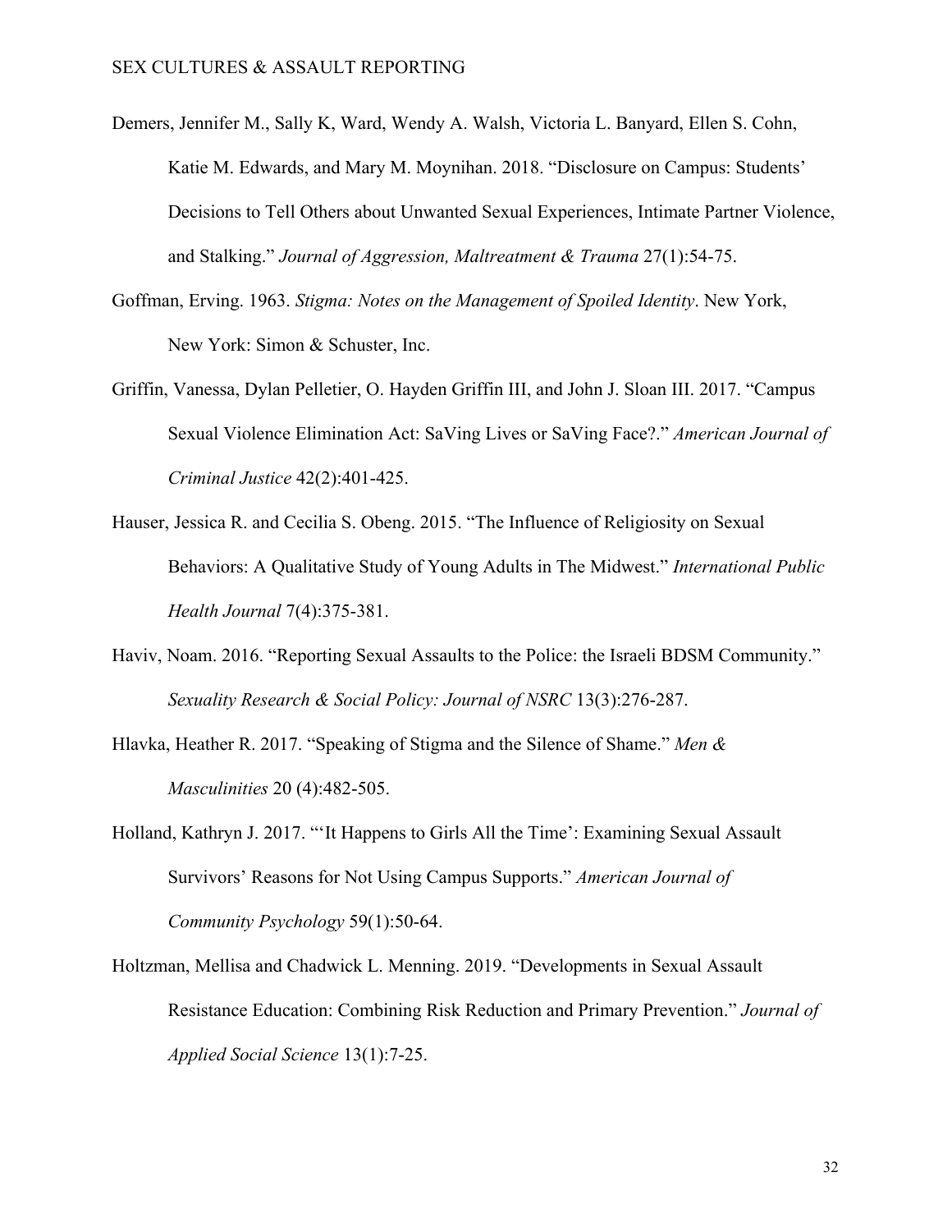Demers, Jennifer M., Sally K, Ward, Wendy A. Walsh, Victoria L. Banyard, Ellen S. Cohn, Katie M. Edwards, and Mary M. Moynihan. 2018. "Disclosure on Campus: Students' Decisions to Tell Others about Unwanted Sexual Experiences, Intimate Partner Violence, and Stalking." *Journal of Aggression, Maltreatment & Trauma* 27(1):54-75.

Goffman, Erving. 1963. *Stigma: Notes on the Management of Spoiled Identity*. New York, New York: Simon & Schuster, Inc.

Griffin, Vanessa, Dylan Pelletier, O. Hayden Griffin III, and John J. Sloan III. 2017. "Campus Sexual Violence Elimination Act: SaVing Lives or SaVing Face?." *American Journal of Criminal Justice* 42(2):401-425.

Hauser, Jessica R. and Cecilia S. Obeng. 2015. "The Influence of Religiosity on Sexual Behaviors: A Qualitative Study of Young Adults in The Midwest." *International Public Health Journal* 7(4):375-381.

Haviv, Noam. 2016. "Reporting Sexual Assaults to the Police: the Israeli BDSM Community." *Sexuality Research & Social Policy: Journal of NSRC* 13(3):276-287.

Hlavka, Heather R. 2017. "Speaking of Stigma and the Silence of Shame." *Men & Masculinities* 20 (4):482-505.

Holland, Kathryn J. 2017. "'It Happens to Girls All the Time': Examining Sexual Assault Survivors' Reasons for Not Using Campus Supports." *American Journal of Community Psychology* 59(1):50-64.

Holtzman, Mellisa and Chadwick L. Menning. 2019. "Developments in Sexual Assault Resistance Education: Combining Risk Reduction and Primary Prevention." *Journal of Applied Social Science* 13(1):7-25.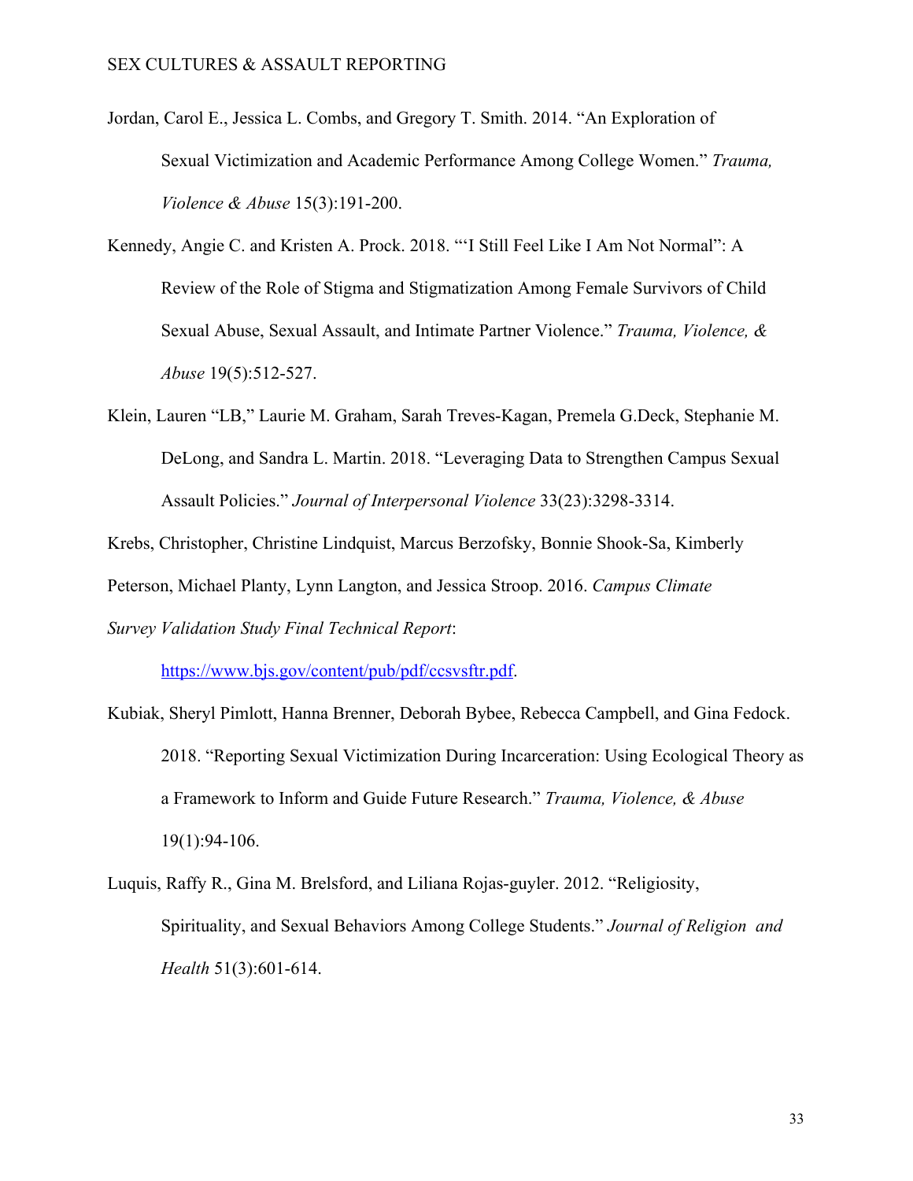Jordan, Carol E., Jessica L. Combs, and Gregory T. Smith. 2014. "An Exploration of Sexual Victimization and Academic Performance Among College Women." *Trauma, Violence & Abuse* 15(3):191-200.

Kennedy, Angie C. and Kristen A. Prock. 2018. "'I Still Feel Like I Am Not Normal": A Review of the Role of Stigma and Stigmatization Among Female Survivors of Child Sexual Abuse, Sexual Assault, and Intimate Partner Violence." *Trauma, Violence, & Abuse* 19(5):512-527.

Klein, Lauren "LB," Laurie M. Graham, Sarah Treves-Kagan, Premela G.Deck, Stephanie M. DeLong, and Sandra L. Martin. 2018. "Leveraging Data to Strengthen Campus Sexual Assault Policies." *Journal of Interpersonal Violence* 33(23):3298-3314.

Krebs, Christopher, Christine Lindquist, Marcus Berzofsky, Bonnie Shook-Sa, Kimberly Peterson, Michael Planty, Lynn Langton, and Jessica Stroop. 2016. *Campus Climate Survey Validation Study Final Technical Report*: https://www.bjs.gov/content/pub/pdf/ccsvsftr.pdf.

Kubiak, Sheryl Pimlott, Hanna Brenner, Deborah Bybee, Rebecca Campbell, and Gina Fedock. 2018. "Reporting Sexual Victimization During Incarceration: Using Ecological Theory as a Framework to Inform and Guide Future Research." *Trauma, Violence, & Abuse* 19(1):94-106.

Luquis, Raffy R., Gina M. Brelsford, and Liliana Rojas-guyler. 2012. "Religiosity, Spirituality, and Sexual Behaviors Among College Students." *Journal of Religion and Health* 51(3):601-614.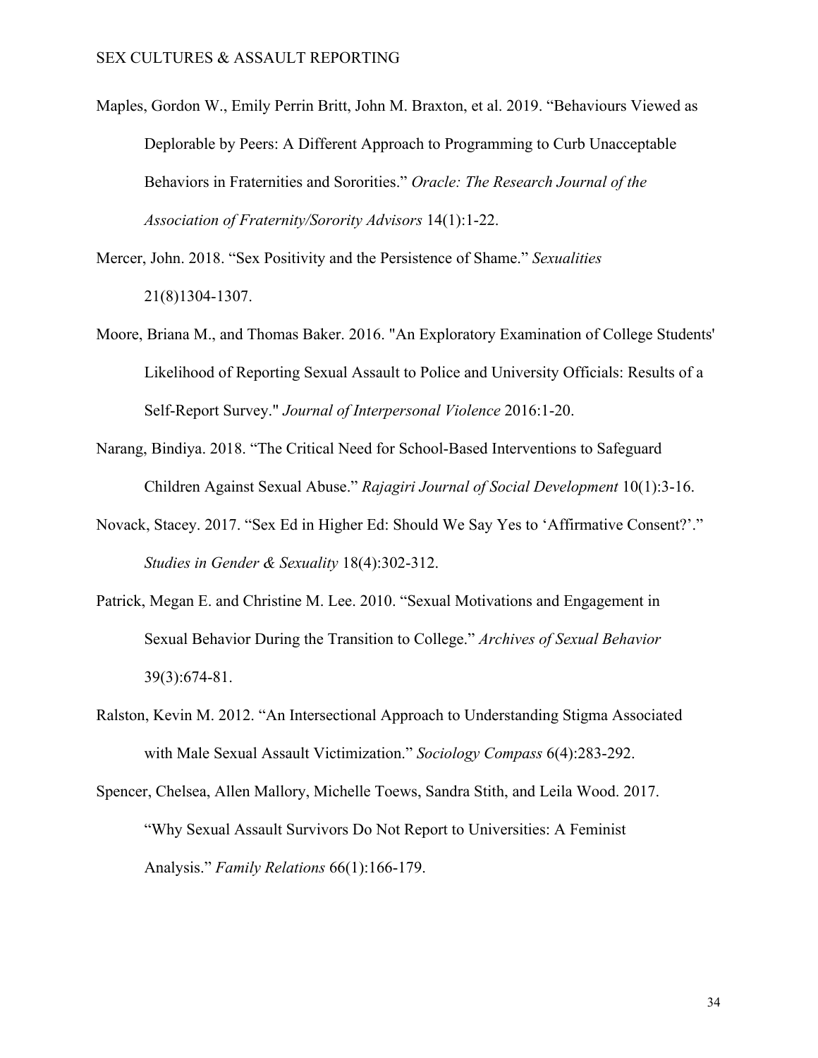Maples, Gordon W., Emily Perrin Britt, John M. Braxton, et al. 2019. "Behaviours Viewed as Deplorable by Peers: A Different Approach to Programming to Curb Unacceptable Behaviors in Fraternities and Sororities." *Oracle: The Research Journal of the Association of Fraternity/Sorority Advisors* 14(1):1-22.

Mercer, John. 2018. "Sex Positivity and the Persistence of Shame." *Sexualities* 21(8)1304-1307.

Moore, Briana M., and Thomas Baker. 2016. "An Exploratory Examination of College Students' Likelihood of Reporting Sexual Assault to Police and University Officials: Results of a Self-Report Survey." *Journal of Interpersonal Violence* 2016:1-20.

Narang, Bindiya. 2018. "The Critical Need for School-Based Interventions to Safeguard Children Against Sexual Abuse." *Rajagiri Journal of Social Development* 10(1):3-16.

Novack, Stacey. 2017. "Sex Ed in Higher Ed: Should We Say Yes to 'Affirmative Consent?'." *Studies in Gender & Sexuality* 18(4):302-312.

Patrick, Megan E. and Christine M. Lee. 2010. "Sexual Motivations and Engagement in Sexual Behavior During the Transition to College." *Archives of Sexual Behavior* 39(3):674-81.

Ralston, Kevin M. 2012. "An Intersectional Approach to Understanding Stigma Associated with Male Sexual Assault Victimization." *Sociology Compass* 6(4):283-292.

Spencer, Chelsea, Allen Mallory, Michelle Toews, Sandra Stith, and Leila Wood. 2017. "Why Sexual Assault Survivors Do Not Report to Universities: A Feminist Analysis." *Family Relations* 66(1):166-179.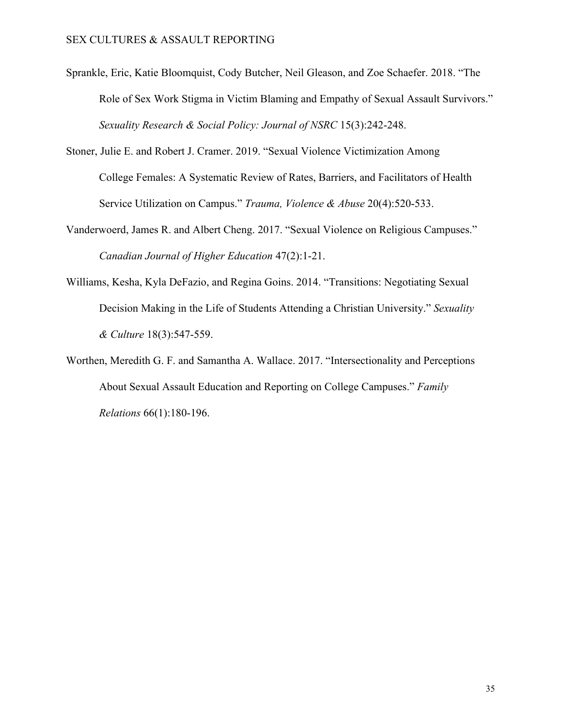Sprankle, Eric, Katie Bloomquist, Cody Butcher, Neil Gleason, and Zoe Schaefer. 2018. "The Role of Sex Work Stigma in Victim Blaming and Empathy of Sexual Assault Survivors." *Sexuality Research & Social Policy: Journal of NSRC* 15(3):242-248.

Stoner, Julie E. and Robert J. Cramer. 2019. "Sexual Violence Victimization Among College Females: A Systematic Review of Rates, Barriers, and Facilitators of Health Service Utilization on Campus." *Trauma, Violence & Abuse* 20(4):520-533.

Vanderwoerd, James R. and Albert Cheng. 2017. "Sexual Violence on Religious Campuses." *Canadian Journal of Higher Education* 47(2):1-21.

Williams, Kesha, Kyla DeFazio, and Regina Goins. 2014. "Transitions: Negotiating Sexual Decision Making in the Life of Students Attending a Christian University." *Sexuality & Culture* 18(3):547-559.

Worthen, Meredith G. F. and Samantha A. Wallace. 2017. "Intersectionality and Perceptions About Sexual Assault Education and Reporting on College Campuses." *Family Relations* 66(1):180-196.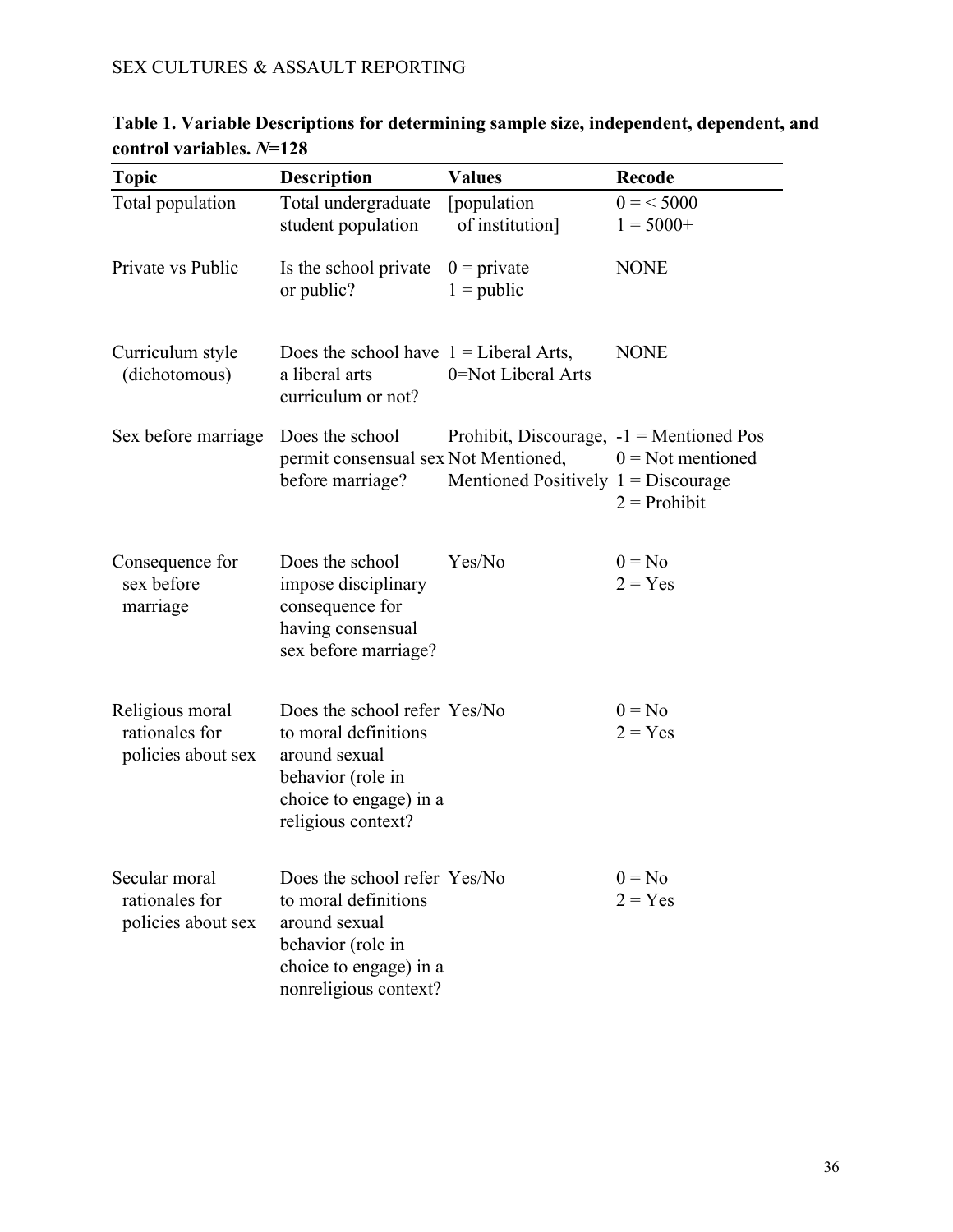**Table 1. Variable Descriptions for determining sample size, independent, dependent, and control variables.** ***N*****=128**

| Topic | Description | Values | Recode |
|---|---|---|---|
| Total population | Total undergraduate student population | [population of institution] | 0 = < 5000<br>1 = 5000+ |
| Private vs Public | Is the school private or public? | 0 = private<br>1 = public | NONE |
| Curriculum style (dichotomous) | Does the school have a liberal arts curriculum or not? | 1 = Liberal Arts,<br>0=Not Liberal Arts | NONE |
| Sex before marriage | Does the school permit consensual sex before marriage? | Prohibit, Discourage, Not Mentioned, Mentioned Positively | -1 = Mentioned Pos<br>0 = Not mentioned<br>1 = Discourage<br>2 = Prohibit |
| Consequence for sex before marriage | Does the school impose disciplinary consequence for having consensual sex before marriage? | Yes/No | 0 = No<br>2 = Yes |
| Religious moral rationales for policies about sex | Does the school refer to moral definitions around sexual behavior (role in choice to engage) in a religious context? | Yes/No | 0 = No<br>2 = Yes |
| Secular moral rationales for policies about sex | Does the school refer to moral definitions around sexual behavior (role in choice to engage) in a nonreligious context? | Yes/No | 0 = No<br>2 = Yes |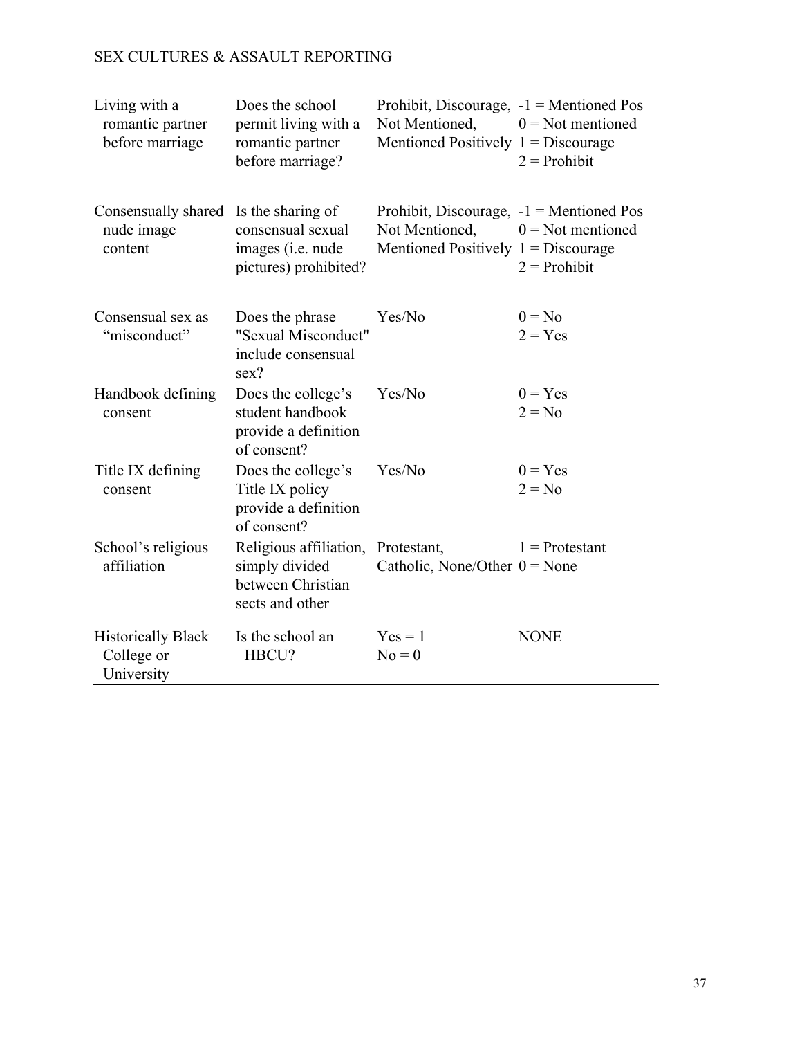| | | | |
|---|---|---|---|
| Living with a romantic partner before marriage | Does the school permit living with a romantic partner before marriage? | Prohibit, Discourage, Not Mentioned, Mentioned Positively | -1 = Mentioned Pos<br>0 = Not mentioned<br>1 = Discourage<br>2 = Prohibit |
| Consensually shared nude image content | Is the sharing of consensual sexual images (i.e. nude pictures) prohibited? | Prohibit, Discourage, Not Mentioned, Mentioned Positively | -1 = Mentioned Pos<br>0 = Not mentioned<br>1 = Discourage<br>2 = Prohibit |
| Consensual sex as "misconduct" | Does the phrase "Sexual Misconduct" include consensual sex? | Yes/No | 0 = No<br>2 = Yes |
| Handbook defining consent | Does the college's student handbook provide a definition of consent? | Yes/No | 0 = Yes<br>2 = No |
| Title IX defining consent | Does the college's Title IX policy provide a definition of consent? | Yes/No | 0 = Yes<br>2 = No |
| School's religious affiliation | Religious affiliation, simply divided between Christian sects and other | Protestant, Catholic, None/Other | 1 = Protestant<br>0 = None |
| Historically Black College or University | Is the school an HBCU? | Yes = 1<br>No = 0 | NONE |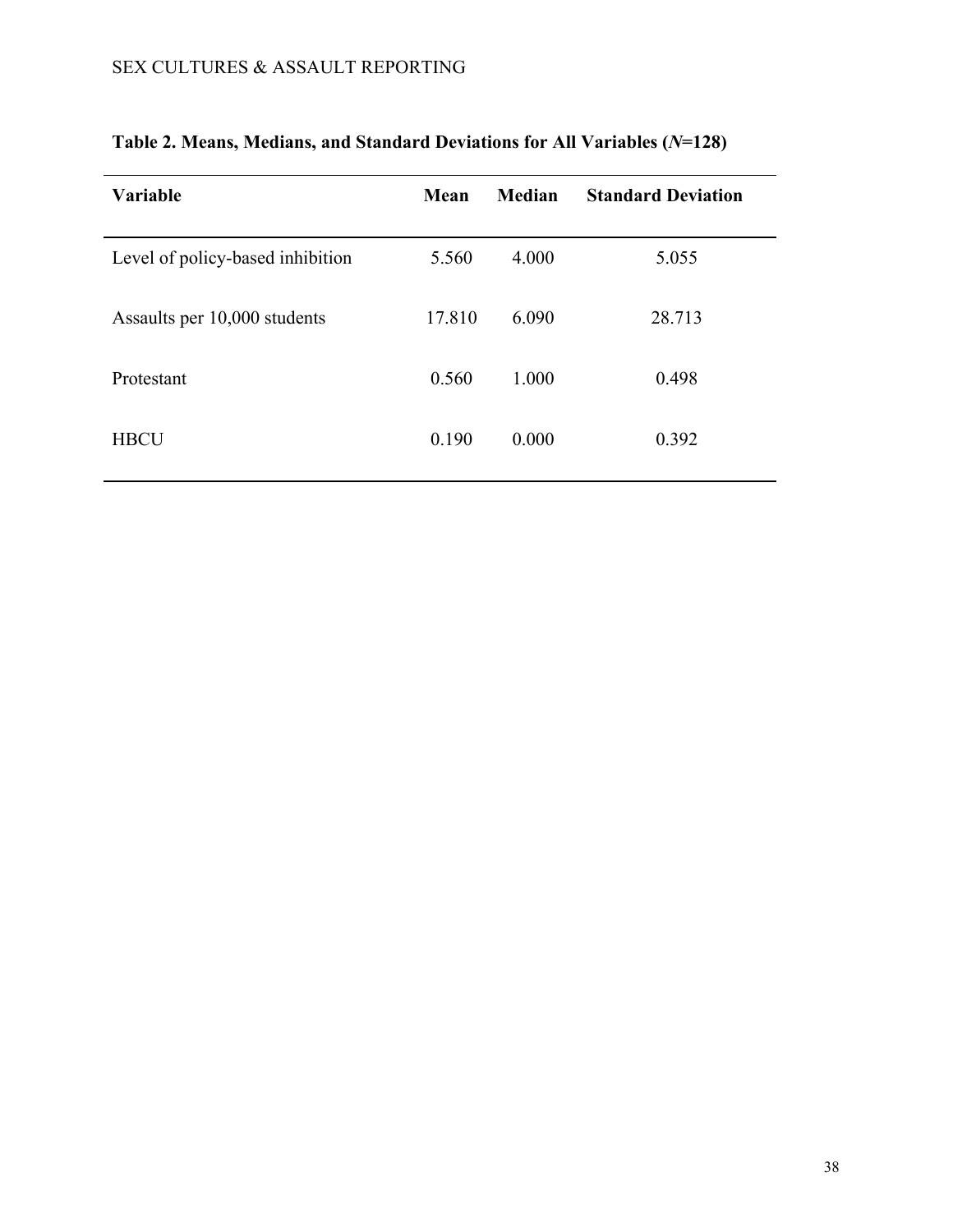**Table 2. Means, Medians, and Standard Deviations for All Variables (*N*=128)**

| Variable | Mean | Median | Standard Deviation |
|---|---|---|---|
| Level of policy-based inhibition | 5.560 | 4.000 | 5.055 |
| Assaults per 10,000 students | 17.810 | 6.090 | 28.713 |
| Protestant | 0.560 | 1.000 | 0.498 |
| HBCU | 0.190 | 0.000 | 0.392 |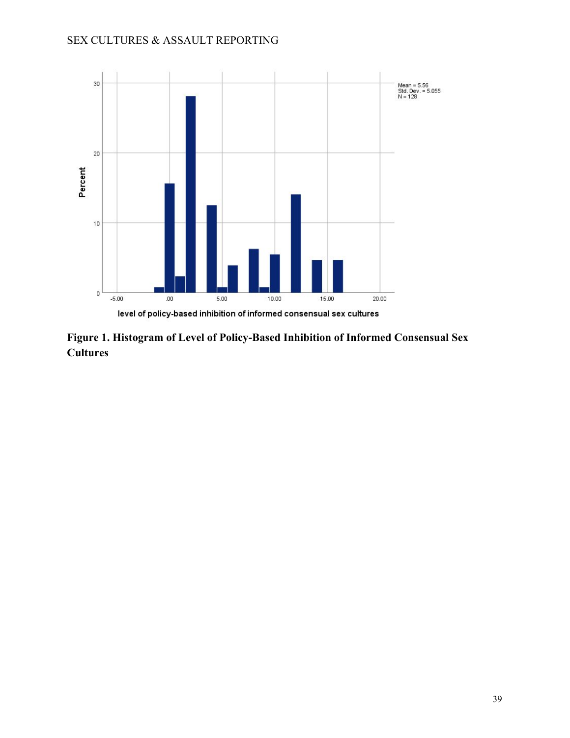**Figure 1. Histogram of Level of Policy-Based Inhibition of Informed Consensual Sex Cultures**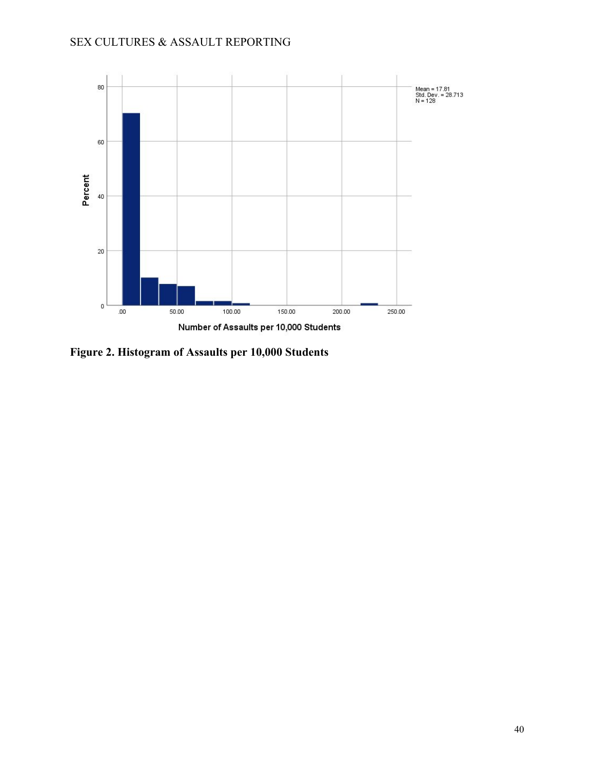**Figure 2. Histogram of Assaults per 10,000 Students**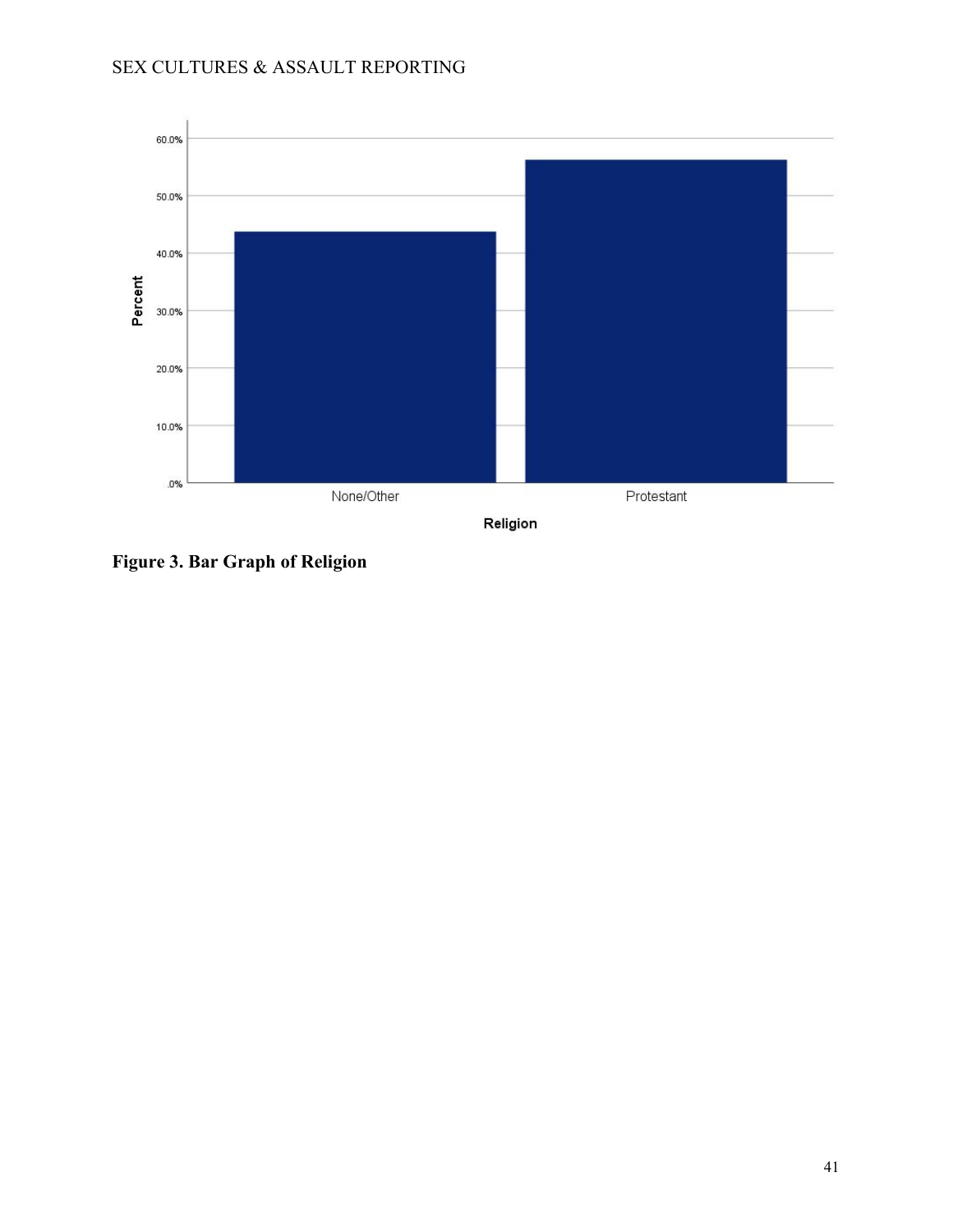**Figure 3. Bar Graph of Religion**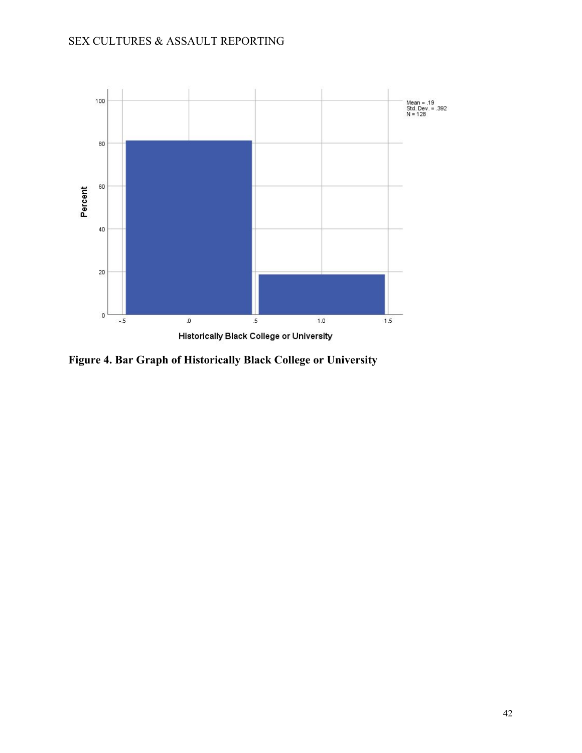**Figure 4. Bar Graph of Historically Black College or University**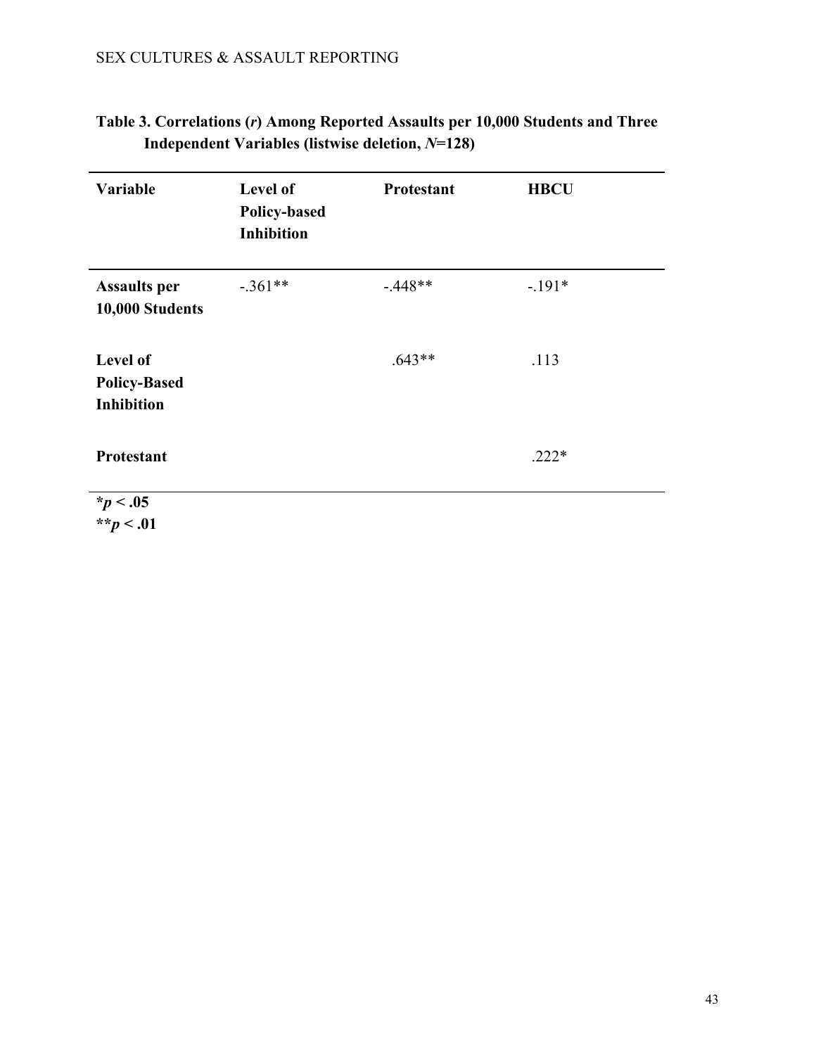**Table 3. Correlations (*r*) Among Reported Assaults per 10,000 Students and Three Independent Variables (listwise deletion, *N*=128)**

| Variable | Level of Policy-based Inhibition | Protestant | HBCU |
|---|---|---|---|
| **Assaults per 10,000 Students** | -.361** | -.448** | -.191* |
| **Level of Policy-Based Inhibition** | | .643** | .113 |
| **Protestant** | | | .222* |

**\*$p < .05$**
**\*\*$p < .01$**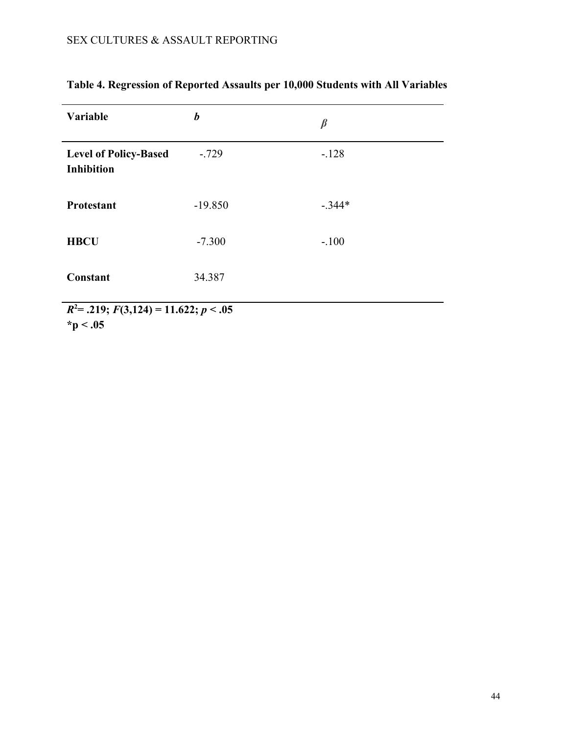**Table 4. Regression of Reported Assaults per 10,000 Students with All Variables**

| Variable | *b* | *β* |
|---|---|---|
| **Level of Policy-Based Inhibition** | -.729 | -.128 |
| **Protestant** | -19.850 | -.344* |
| **HBCU** | -7.300 | -.100 |
| **Constant** | 34.387 | |

**$R^2$= .219; $F(3,124) = 11.622$; $p < .05$**
**$^*p < .05$**